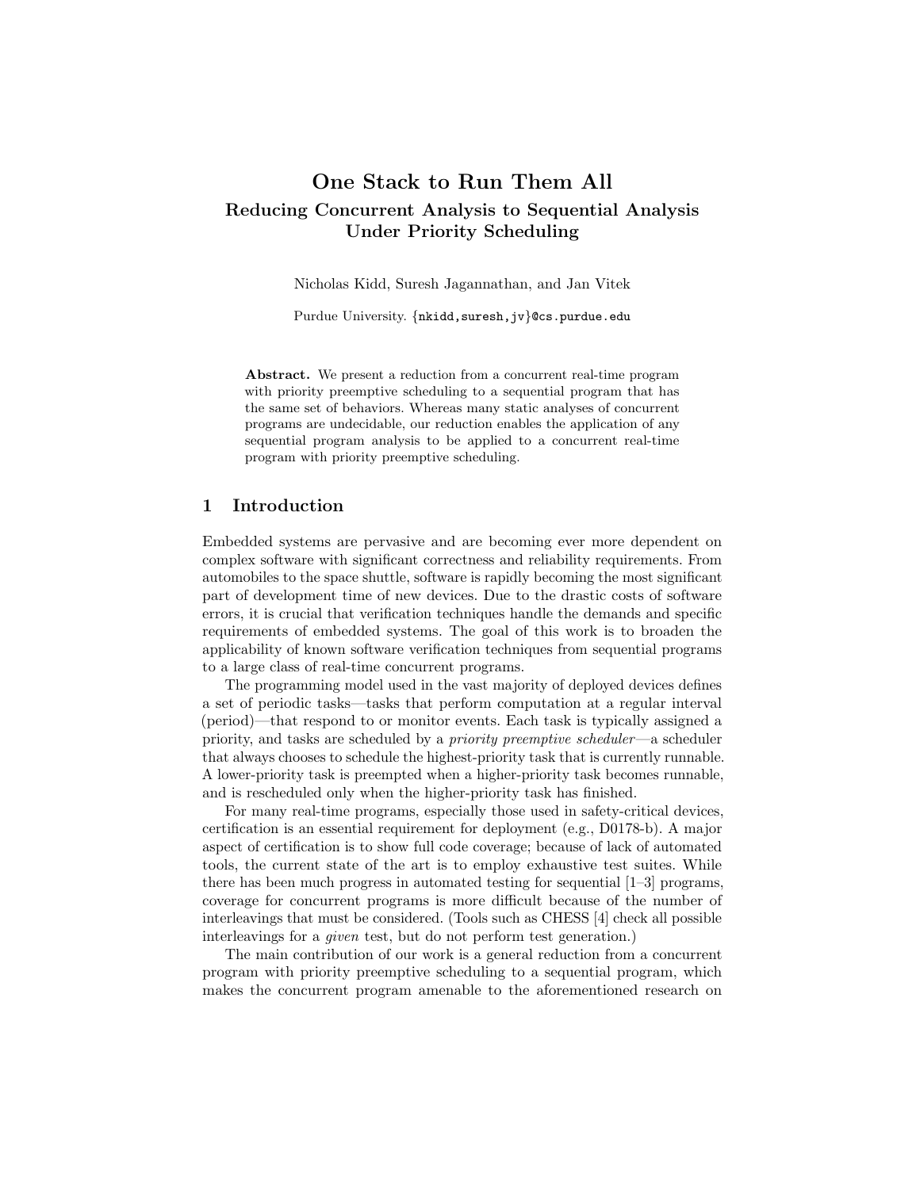# One Stack to Run Them All

## Reducing Concurrent Analysis to Sequential Analysis Under Priority Scheduling

Nicholas Kidd, Suresh Jagannathan, and Jan Vitek

Purdue University. {nkidd,suresh,jv}@cs.purdue.edu

**Abstract.** We present a reduction from a concurrent real-time program with priority preemptive scheduling to a sequential program that has the same set of behaviors. Whereas many static analyses of concurrent programs are undecidable, our reduction enables the application of any sequential program analysis to be applied to a concurrent real-time program with priority preemptive scheduling.

## 1 Introduction

Embedded systems are pervasive and are becoming ever more dependent on complex software with significant correctness and reliability requirements. From automobiles to the space shuttle, software is rapidly becoming the most significant part of development time of new devices. Due to the drastic costs of software errors, it is crucial that verification techniques handle the demands and specific requirements of embedded systems. The goal of this work is to broaden the applicability of known software verification techniques from sequential programs to a large class of real-time concurrent programs.

The programming model used in the vast majority of deployed devices defines a set of periodic tasks—tasks that perform computation at a regular interval (period)—that respond to or monitor events. Each task is typically assigned a priority, and tasks are scheduled by a *priority preemptive scheduler*—a scheduler that always chooses to schedule the highest-priority task that is currently runnable. A lower-priority task is preempted when a higher-priority task becomes runnable, and is rescheduled only when the higher-priority task has finished.

For many real-time programs, especially those used in safety-critical devices, certification is an essential requirement for deployment (e.g., D0178-b). A major aspect of certification is to show full code coverage; because of lack of automated tools, the current state of the art is to employ exhaustive test suites. While there has been much progress in automated testing for sequential [1–3] programs, coverage for concurrent programs is more difficult because of the number of interleavings that must be considered. (Tools such as CHESS [4] check all possible interleavings for a *given* test, but do not perform test generation.)

The main contribution of our work is a general reduction from a concurrent program with priority preemptive scheduling to a sequential program, which makes the concurrent program amenable to the aforementioned research on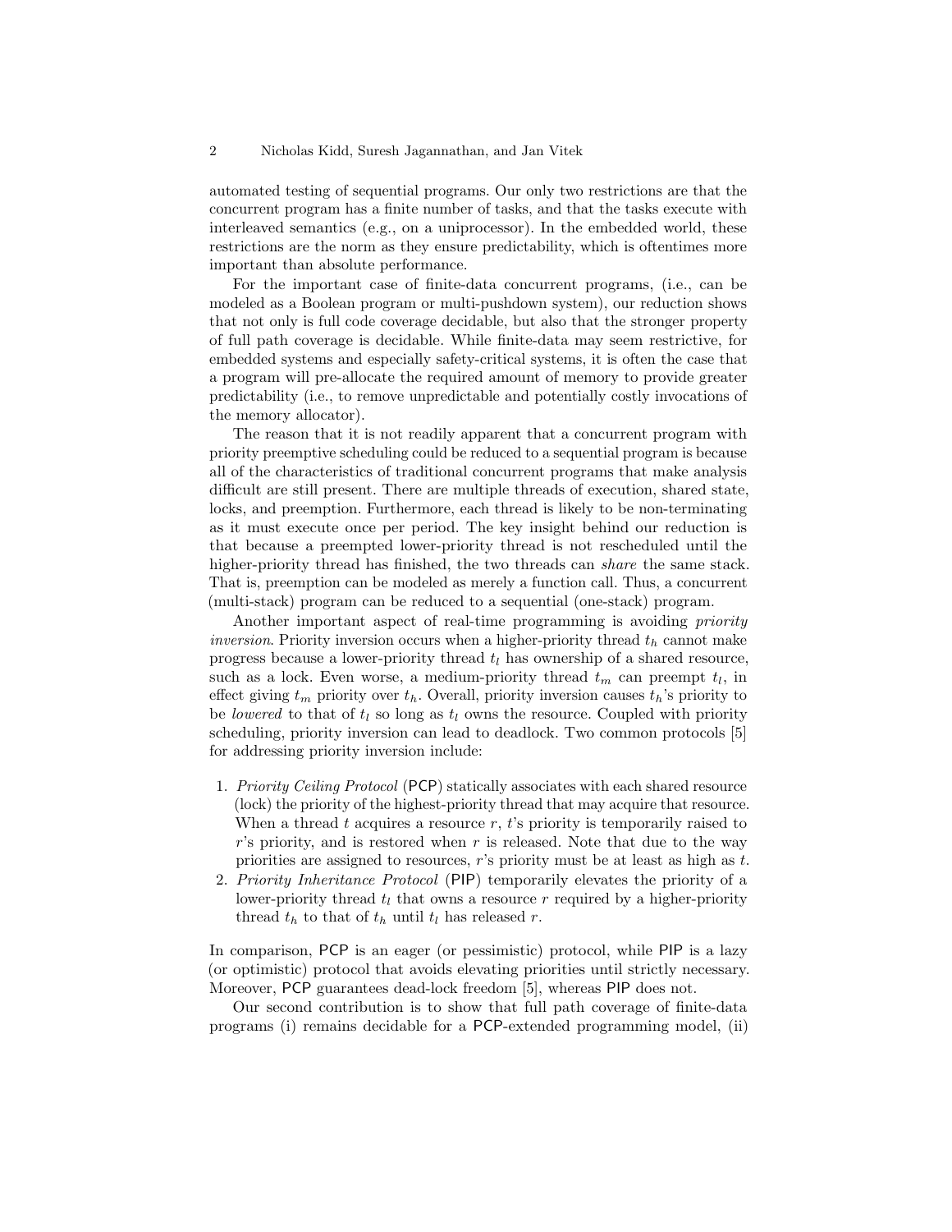automated testing of sequential programs. Our only two restrictions are that the concurrent program has a finite number of tasks, and that the tasks execute with interleaved semantics (e.g., on a uniprocessor). In the embedded world, these restrictions are the norm as they ensure predictability, which is oftentimes more important than absolute performance.

For the important case of finite-data concurrent programs, (i.e., can be modeled as a Boolean program or multi-pushdown system), our reduction shows that not only is full code coverage decidable, but also that the stronger property of full path coverage is decidable. While finite-data may seem restrictive, for embedded systems and especially safety-critical systems, it is often the case that a program will pre-allocate the required amount of memory to provide greater predictability (i.e., to remove unpredictable and potentially costly invocations of the memory allocator).

The reason that it is not readily apparent that a concurrent program with priority preemptive scheduling could be reduced to a sequential program is because all of the characteristics of traditional concurrent programs that make analysis difficult are still present. There are multiple threads of execution, shared state, locks, and preemption. Furthermore, each thread is likely to be non-terminating as it must execute once per period. The key insight behind our reduction is that because a preempted lower-priority thread is not rescheduled until the higher-priority thread has finished, the two threads can *share* the same stack. That is, preemption can be modeled as merely a function call. Thus, a concurrent (multi-stack) program can be reduced to a sequential (one-stack) program.

Another important aspect of real-time programming is avoiding *priority inversion*. Priority inversion occurs when a higher-priority thread $t_h$ cannot make progress because a lower-priority thread $t_l$ has ownership of a shared resource, such as a lock. Even worse, a medium-priority thread $t_m$ can preempt $t_l$, in effect giving $t_m$ priority over $t_h$. Overall, priority inversion causes $t_h$'s priority to be *lowered* to that of $t_l$ so long as $t_l$ owns the resource. Coupled with priority scheduling, priority inversion can lead to deadlock. Two common protocols [5] for addressing priority inversion include:

1. *Priority Ceiling Protocol* (PCP) statically associates with each shared resource (lock) the priority of the highest-priority thread that may acquire that resource. When a thread $t$ acquires a resource $r$, $t$'s priority is temporarily raised to $r$'s priority, and is restored when $r$ is released. Note that due to the way priorities are assigned to resources, $r$'s priority must be at least as high as $t$.
2. *Priority Inheritance Protocol* (PIP) temporarily elevates the priority of a lower-priority thread $t_l$ that owns a resource $r$ required by a higher-priority thread $t_h$ to that of $t_h$ until $t_l$ has released $r$.

In comparison, PCP is an eager (or pessimistic) protocol, while PIP is a lazy (or optimistic) protocol that avoids elevating priorities until strictly necessary. Moreover, PCP guarantees dead-lock freedom [5], whereas PIP does not.

Our second contribution is to show that full path coverage of finite-data programs (i) remains decidable for a PCP-extended programming model, (ii)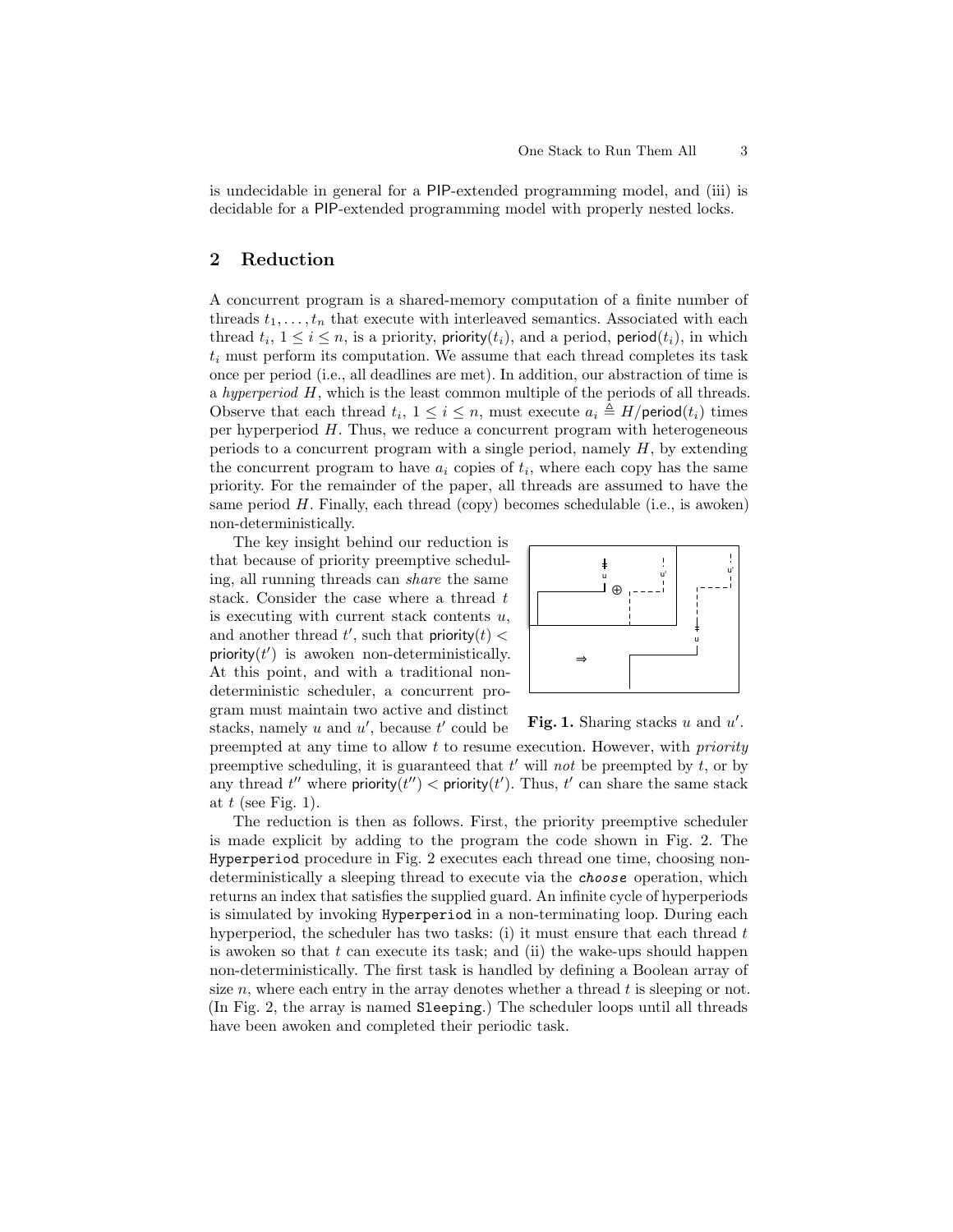is undecidable in general for a PIP-extended programming model, and (iii) is decidable for a PIP-extended programming model with properly nested locks.

## 2 Reduction

A concurrent program is a shared-memory computation of a finite number of threads $t_1, \ldots, t_n$ that execute with interleaved semantics. Associated with each thread $t_i$, $1 \leq i \leq n$, is a priority, $\mathsf{priority}(t_i)$, and a period, $\mathsf{period}(t_i)$, in which $t_i$ must perform its computation. We assume that each thread completes its task once per period (i.e., all deadlines are met). In addition, our abstraction of time is a *hyperperiod* $H$, which is the least common multiple of the periods of all threads. Observe that each thread $t_i$, $1 \leq i \leq n$, must execute $a_i \triangleq H/\mathsf{period}(t_i)$ times per hyperperiod $H$. Thus, we reduce a concurrent program with heterogeneous periods to a concurrent program with a single period, namely $H$, by extending the concurrent program to have $a_i$ copies of $t_i$, where each copy has the same priority. For the remainder of the paper, all threads are assumed to have the same period $H$. Finally, each thread (copy) becomes schedulable (i.e., is awoken) non-deterministically.

The key insight behind our reduction is that because of priority preemptive scheduling, all running threads can *share* the same stack. Consider the case where a thread $t$ is executing with current stack contents $u$, and another thread $t'$, such that $\mathsf{priority}(t) < \mathsf{priority}(t')$ is awoken non-deterministically. At this point, and with a traditional non-deterministic scheduler, a concurrent program must maintain two active and distinct stacks, namely $u$ and $u'$, because $t'$ could be preempted at any time to allow $t$ to resume execution. However, with *priority* preemptive scheduling, it is guaranteed that $t'$ will *not* be preempted by $t$, or by any thread $t''$ where $\mathsf{priority}(t'') < \mathsf{priority}(t')$. Thus, $t'$ can share the same stack at $t$ (see Fig. 1).

**Fig. 1.** Sharing stacks $u$ and $u'$.

The reduction is then as follows. First, the priority preemptive scheduler is made explicit by adding to the program the code shown in Fig. 2. The `Hyperperiod` procedure in Fig. 2 executes each thread one time, choosing non-deterministically a sleeping thread to execute via the *choose* operation, which returns an index that satisfies the supplied guard. An infinite cycle of hyperperiods is simulated by invoking `Hyperperiod` in a non-terminating loop. During each hyperperiod, the scheduler has two tasks: (i) it must ensure that each thread $t$ is awoken so that $t$ can execute its task; and (ii) the wake-ups should happen non-deterministically. The first task is handled by defining a Boolean array of size $n$, where each entry in the array denotes whether a thread $t$ is sleeping or not. (In Fig. 2, the array is named `Sleeping`.) The scheduler loops until all threads have been awoken and completed their periodic task.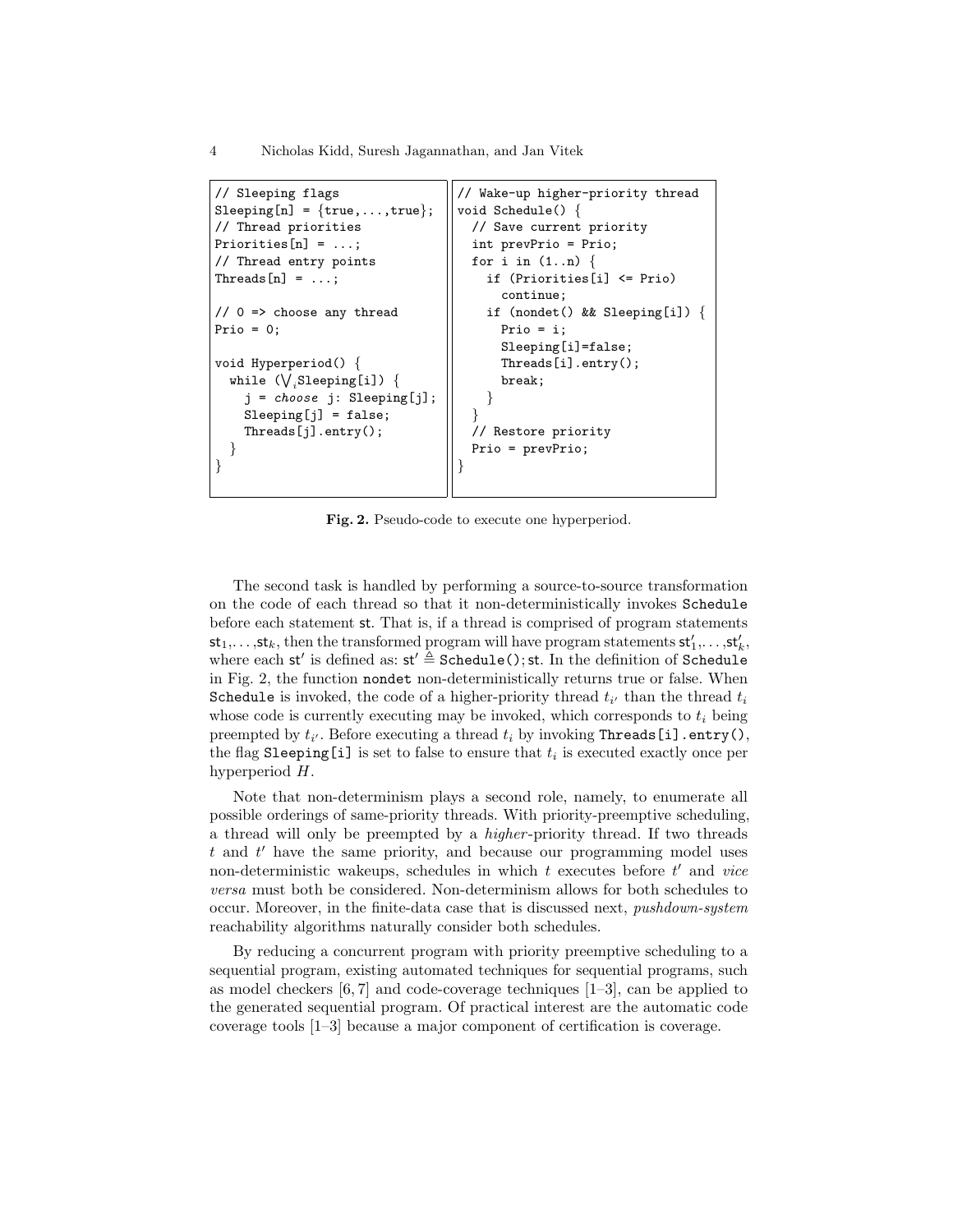```
// Sleeping flags
Sleeping[n] = {true,...,true};
// Thread priorities
Priorities[n] = ...;
// Thread entry points
Threads[n] = ...;

// 0 => choose any thread
Prio = 0;

void Hyperperiod() {
  while (⋁_i Sleeping[i]) {
    j = choose j: Sleeping[j];
    Sleeping[j] = false;
    Threads[j].entry();
  }
}
```

```
// Wake-up higher-priority thread
void Schedule() {
  // Save current priority
  int prevPrio = Prio;
  for i in (1..n) {
    if (Priorities[i] <= Prio)
      continue;
    if (nondet() && Sleeping[i]) {
      Prio = i;
      Sleeping[i]=false;
      Threads[i].entry();
      break;
    }
  }
  // Restore priority
  Prio = prevPrio;
}
```

**Fig. 2.** Pseudo-code to execute one hyperperiod.

The second task is handled by performing a source-to-source transformation on the code of each thread so that it non-deterministically invokes `Schedule` before each statement st. That is, if a thread is comprised of program statements $\mathsf{st}_1,\ldots,\mathsf{st}_k$, then the transformed program will have program statements $\mathsf{st}'_1,\ldots,\mathsf{st}'_k$, where each $\mathsf{st}'$ is defined as: $\mathsf{st}' \triangleq$ `Schedule()`; st. In the definition of `Schedule` in Fig. 2, the function `nondet` non-deterministically returns true or false. When `Schedule` is invoked, the code of a higher-priority thread $t_{i'}$ than the thread $t_i$ whose code is currently executing may be invoked, which corresponds to $t_i$ being preempted by $t_{i'}$. Before executing a thread $t_i$ by invoking `Threads[i].entry()`, the flag `Sleeping[i]` is set to false to ensure that $t_i$ is executed exactly once per hyperperiod $H$.

Note that non-determinism plays a second role, namely, to enumerate all possible orderings of same-priority threads. With priority-preemptive scheduling, a thread will only be preempted by a *higher*-priority thread. If two threads $t$ and $t'$ have the same priority, and because our programming model uses non-deterministic wakeups, schedules in which $t$ executes before $t'$ and *vice versa* must both be considered. Non-determinism allows for both schedules to occur. Moreover, in the finite-data case that is discussed next, *pushdown-system* reachability algorithms naturally consider both schedules.

By reducing a concurrent program with priority preemptive scheduling to a sequential program, existing automated techniques for sequential programs, such as model checkers [6, 7] and code-coverage techniques [1–3], can be applied to the generated sequential program. Of practical interest are the automatic code coverage tools [1–3] because a major component of certification is coverage.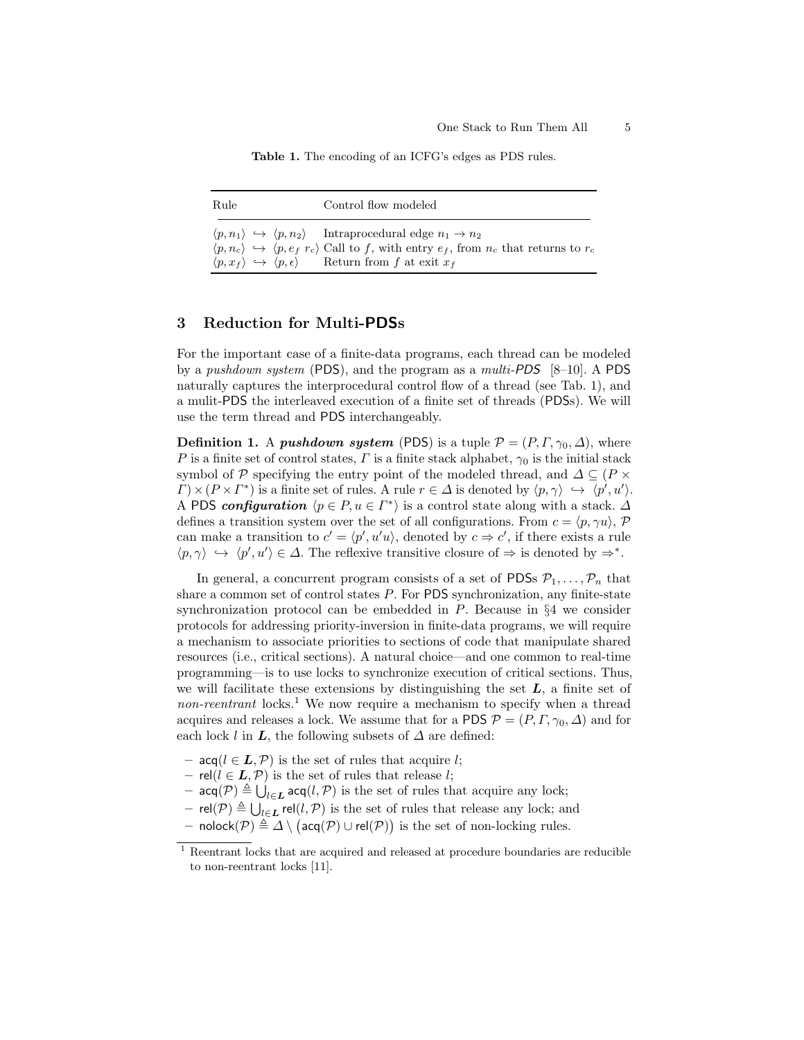**Table 1.** The encoding of an ICFG's edges as PDS rules.

| Rule | Control flow modeled |
|---|---|
| $\langle p, n_1 \rangle \hookrightarrow \langle p, n_2 \rangle$ | Intraprocedural edge $n_1 \rightarrow n_2$ |
| $\langle p, n_c \rangle \hookrightarrow \langle p, e_f\ r_c \rangle$ | Call to $f$, with entry $e_f$, from $n_c$ that returns to $r_c$ |
| $\langle p, x_f \rangle \hookrightarrow \langle p, \epsilon \rangle$ | Return from $f$ at exit $x_f$ |

## 3 Reduction for Multi-PDSs

For the important case of a finite-data programs, each thread can be modeled by a *pushdown system* (PDS), and the program as a *multi-PDS* [8–10]. A PDS naturally captures the interprocedural control flow of a thread (see Tab. 1), and a mulit-PDS the interleaved execution of a finite set of threads (PDSs). We will use the term thread and PDS interchangeably.

**Definition 1.** A ***pushdown system*** (PDS) is a tuple $\mathcal{P} = (P, \Gamma, \gamma_0, \Delta)$, where $P$ is a finite set of control states, $\Gamma$ is a finite stack alphabet, $\gamma_0$ is the initial stack symbol of $\mathcal{P}$ specifying the entry point of the modeled thread, and $\Delta \subseteq (P \times \Gamma) \times (P \times \Gamma^*)$ is a finite set of rules. A rule $r \in \Delta$ is denoted by $\langle p, \gamma \rangle \hookrightarrow \langle p', u' \rangle$. A PDS ***configuration*** $\langle p \in P, u \in \Gamma^* \rangle$ is a control state along with a stack. $\Delta$ defines a transition system over the set of all configurations. From $c = \langle p, \gamma u \rangle$, $\mathcal{P}$ can make a transition to $c' = \langle p', u'u \rangle$, denoted by $c \Rightarrow c'$, if there exists a rule $\langle p, \gamma \rangle \hookrightarrow \langle p', u' \rangle \in \Delta$. The reflexive transitive closure of $\Rightarrow$ is denoted by $\Rightarrow^*$.

In general, a concurrent program consists of a set of PDSs $\mathcal{P}_1, \ldots, \mathcal{P}_n$ that share a common set of control states $P$. For PDS synchronization, any finite-state synchronization protocol can be embedded in $P$. Because in §4 we consider protocols for addressing priority-inversion in finite-data programs, we will require a mechanism to associate priorities to sections of code that manipulate shared resources (i.e., critical sections). A natural choice—and one common to real-time programming—is to use locks to synchronize execution of critical sections. Thus, we will facilitate these extensions by distinguishing the set $\boldsymbol{L}$, a finite set of *non-reentrant* locks.[1] We now require a mechanism to specify when a thread acquires and releases a lock. We assume that for a PDS $\mathcal{P} = (P, \Gamma, \gamma_0, \Delta)$ and for each lock $l$ in $\boldsymbol{L}$, the following subsets of $\Delta$ are defined:

- $\mathsf{acq}(l \in \boldsymbol{L}, \mathcal{P})$ is the set of rules that acquire $l$;
- $\mathsf{rel}(l \in \boldsymbol{L}, \mathcal{P})$ is the set of rules that release $l$;
- $\mathsf{acq}(\mathcal{P}) \triangleq \bigcup_{l \in \boldsymbol{L}} \mathsf{acq}(l, \mathcal{P})$ is the set of rules that acquire any lock;
- $\mathsf{rel}(\mathcal{P}) \triangleq \bigcup_{l \in \boldsymbol{L}} \mathsf{rel}(l, \mathcal{P})$ is the set of rules that release any lock; and
- $\mathsf{nolock}(\mathcal{P}) \triangleq \Delta \setminus \big(\mathsf{acq}(\mathcal{P}) \cup \mathsf{rel}(\mathcal{P})\big)$ is the set of non-locking rules.

[1] Reentrant locks that are acquired and released at procedure boundaries are reducible to non-reentrant locks [11].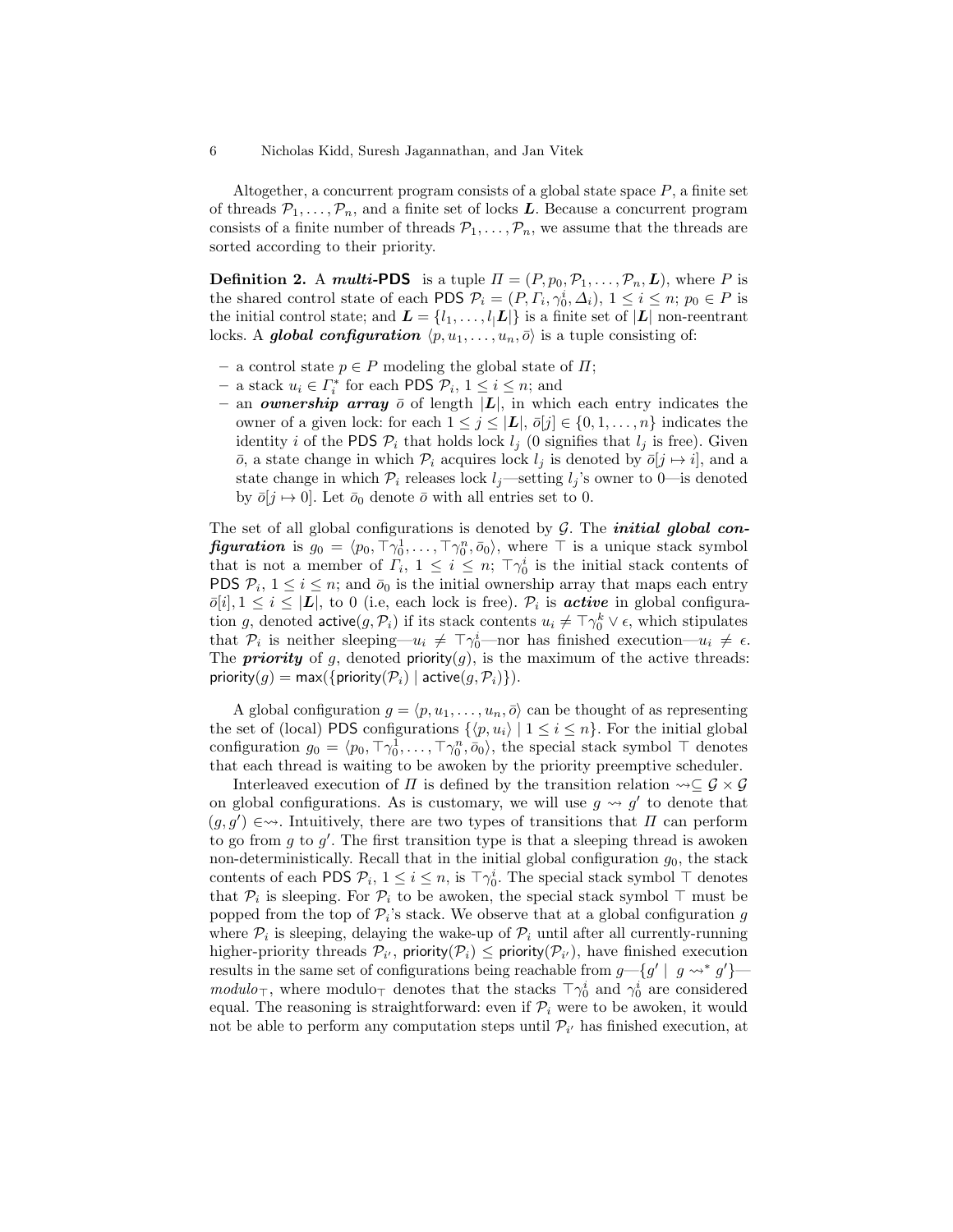Altogether, a concurrent program consists of a global state space $P$, a finite set of threads $\mathcal{P}_1, \ldots, \mathcal{P}_n$, and a finite set of locks $\boldsymbol{L}$. Because a concurrent program consists of a finite number of threads $\mathcal{P}_1, \ldots, \mathcal{P}_n$, we assume that the threads are sorted according to their priority.

**Definition 2.** A ***multi*-PDS** is a tuple $\Pi = (P, p_0, \mathcal{P}_1, \ldots, \mathcal{P}_n, \boldsymbol{L})$, where $P$ is the shared control state of each PDS $\mathcal{P}_i = (P, \Gamma_i, \gamma_0^i, \Delta_i)$, $1 \leq i \leq n$; $p_0 \in P$ is the initial control state; and $\boldsymbol{L} = \{l_1, \ldots, l_{|}\boldsymbol{L}|\}$ is a finite set of $|\boldsymbol{L}|$ non-reentrant locks. A ***global configuration*** $\langle p, u_1, \ldots, u_n, \bar{o} \rangle$ is a tuple consisting of:

- a control state $p \in P$ modeling the global state of $\Pi$;
- a stack $u_i \in \Gamma_i^*$ for each PDS $\mathcal{P}_i$, $1 \leq i \leq n$; and
- an ***ownership array*** $\bar{o}$ of length $|\boldsymbol{L}|$, in which each entry indicates the owner of a given lock: for each $1 \leq j \leq |\boldsymbol{L}|$, $\bar{o}[j] \in \{0, 1, \ldots, n\}$ indicates the identity $i$ of the PDS $\mathcal{P}_i$ that holds lock $l_j$ (0 signifies that $l_j$ is free). Given $\bar{o}$, a state change in which $\mathcal{P}_i$ acquires lock $l_j$ is denoted by $\bar{o}[j \mapsto i]$, and a state change in which $\mathcal{P}_i$ releases lock $l_j$—setting $l_j$'s owner to 0—is denoted by $\bar{o}[j \mapsto 0]$. Let $\bar{o}_0$ denote $\bar{o}$ with all entries set to 0.

The set of all global configurations is denoted by $\mathcal{G}$. The ***initial global configuration*** is $g_0 = \langle p_0, \top\gamma_0^1, \ldots, \top\gamma_0^n, \bar{o}_0 \rangle$, where $\top$ is a unique stack symbol that is not a member of $\Gamma_i$, $1 \leq i \leq n$; $\top\gamma_0^i$ is the initial stack contents of PDS $\mathcal{P}_i$, $1 \leq i \leq n$; and $\bar{o}_0$ is the initial ownership array that maps each entry $\bar{o}[i], 1 \leq i \leq |\boldsymbol{L}|$, to 0 (i.e, each lock is free). $\mathcal{P}_i$ is ***active*** in global configuration $g$, denoted $\mathsf{active}(g, \mathcal{P}_i)$ if its stack contents $u_i \neq \top\gamma_0^k \vee \epsilon$, which stipulates that $\mathcal{P}_i$ is neither sleeping—$u_i \neq \top\gamma_0^i$—nor has finished execution—$u_i \neq \epsilon$. The ***priority*** of $g$, denoted $\mathsf{priority}(g)$, is the maximum of the active threads: $\mathsf{priority}(g) = \mathsf{max}(\{\mathsf{priority}(\mathcal{P}_i) \mid \mathsf{active}(g, \mathcal{P}_i)\})$.

A global configuration $g = \langle p, u_1, \ldots, u_n, \bar{o} \rangle$ can be thought of as representing the set of (local) PDS configurations $\{\langle p, u_i \rangle \mid 1 \leq i \leq n\}$. For the initial global configuration $g_0 = \langle p_0, \top\gamma_0^1, \ldots, \top\gamma_0^n, \bar{o}_0 \rangle$, the special stack symbol $\top$ denotes that each thread is waiting to be awoken by the priority preemptive scheduler.

Interleaved execution of $\Pi$ is defined by the transition relation $\rightsquigarrow \subseteq \mathcal{G} \times \mathcal{G}$ on global configurations. As is customary, we will use $g \rightsquigarrow g'$ to denote that $(g, g') \in \rightsquigarrow$. Intuitively, there are two types of transitions that $\Pi$ can perform to go from $g$ to $g'$. The first transition type is that a sleeping thread is awoken non-deterministically. Recall that in the initial global configuration $g_0$, the stack contents of each PDS $\mathcal{P}_i$, $1 \leq i \leq n$, is $\top\gamma_0^i$. The special stack symbol $\top$ denotes that $\mathcal{P}_i$ is sleeping. For $\mathcal{P}_i$ to be awoken, the special stack symbol $\top$ must be popped from the top of $\mathcal{P}_i$'s stack. We observe that at a global configuration $g$ where $\mathcal{P}_i$ is sleeping, delaying the wake-up of $\mathcal{P}_i$ until after all currently-running higher-priority threads $\mathcal{P}_{i'}$, $\mathsf{priority}(\mathcal{P}_i) \leq \mathsf{priority}(\mathcal{P}_{i'})$, have finished execution results in the same set of configurations being reachable from $g$—$\{g' \mid g \rightsquigarrow^* g'\}$—*modulo*$_\top$, where modulo$_\top$ denotes that the stacks $\top\gamma_0^i$ and $\gamma_0^i$ are considered equal. The reasoning is straightforward: even if $\mathcal{P}_i$ were to be awoken, it would not be able to perform any computation steps until $\mathcal{P}_{i'}$ has finished execution, at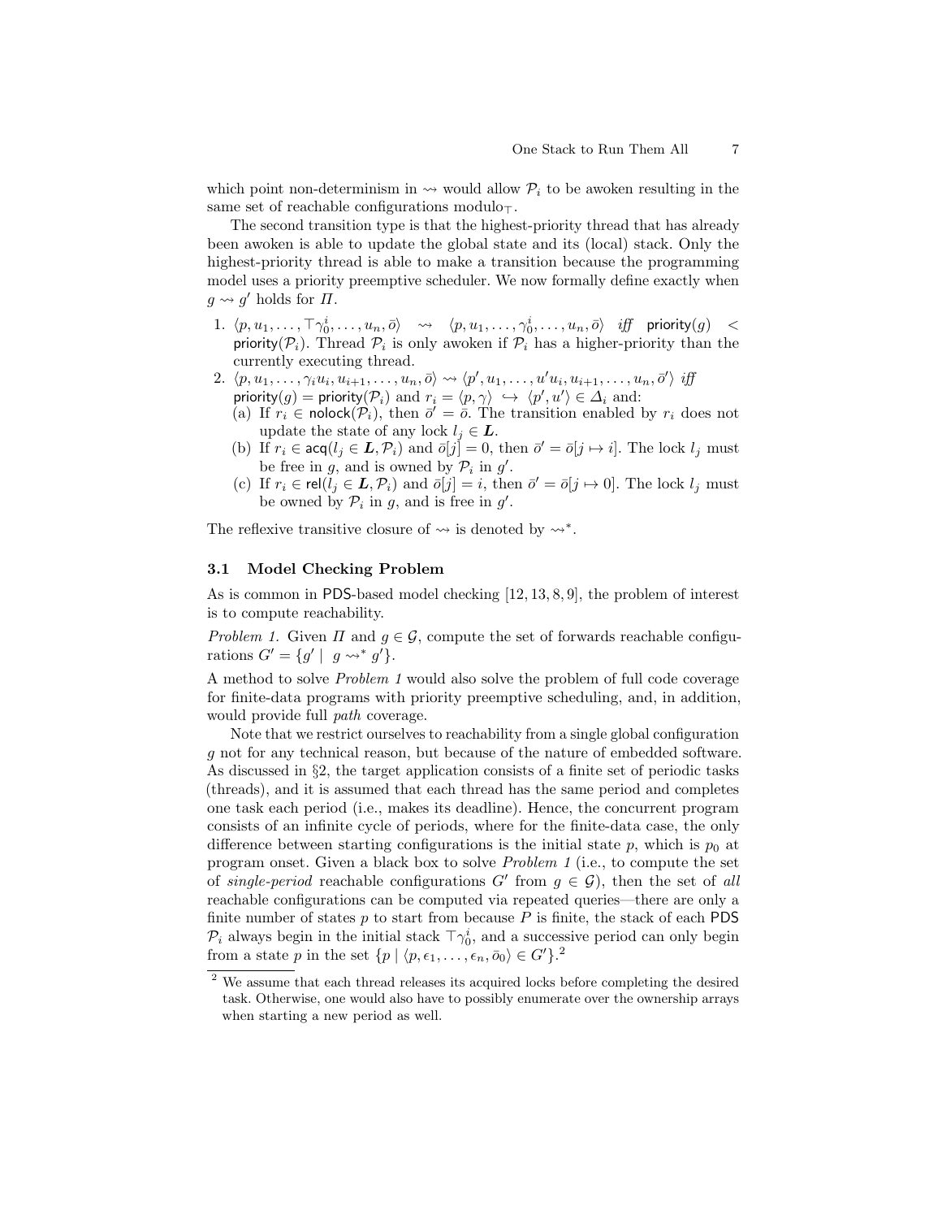which point non-determinism in $\rightsquigarrow$ would allow $\mathcal{P}_i$ to be awoken resulting in the same set of reachable configurations modulo$_\top$.

The second transition type is that the highest-priority thread that has already been awoken is able to update the global state and its (local) stack. Only the highest-priority thread is able to make a transition because the programming model uses a priority preemptive scheduler. We now formally define exactly when $g \rightsquigarrow g'$ holds for $\Pi$.

1. $\langle p, u_1, \ldots, \top\gamma_0^i, \ldots, u_n, \bar{o}\rangle \rightsquigarrow \langle p, u_1, \ldots, \gamma_0^i, \ldots, u_n, \bar{o}\rangle$ *iff* $\mathsf{priority}(g) < \mathsf{priority}(\mathcal{P}_i)$. Thread $\mathcal{P}_i$ is only awoken if $\mathcal{P}_i$ has a higher-priority than the currently executing thread.
2. $\langle p, u_1, \ldots, \gamma_i u_i, u_{i+1}, \ldots, u_n, \bar{o}\rangle \rightsquigarrow \langle p', u_1, \ldots, u' u_i, u_{i+1}, \ldots, u_n, \bar{o}'\rangle$ *iff* $\mathsf{priority}(g) = \mathsf{priority}(\mathcal{P}_i)$ and $r_i = \langle p, \gamma\rangle \hookrightarrow \langle p', u'\rangle \in \Delta_i$ and:
   (a) If $r_i \in \mathsf{nolock}(\mathcal{P}_i)$, then $\bar{o}' = \bar{o}$. The transition enabled by $r_i$ does not update the state of any lock $l_j \in \boldsymbol{L}$.
   (b) If $r_i \in \mathsf{acq}(l_j \in \boldsymbol{L}, \mathcal{P}_i)$ and $\bar{o}[j] = 0$, then $\bar{o}' = \bar{o}[j \mapsto i]$. The lock $l_j$ must be free in $g$, and is owned by $\mathcal{P}_i$ in $g'$.
   (c) If $r_i \in \mathsf{rel}(l_j \in \boldsymbol{L}, \mathcal{P}_i)$ and $\bar{o}[j] = i$, then $\bar{o}' = \bar{o}[j \mapsto 0]$. The lock $l_j$ must be owned by $\mathcal{P}_i$ in $g$, and is free in $g'$.

The reflexive transitive closure of $\rightsquigarrow$ is denoted by $\rightsquigarrow^*$.

### 3.1 Model Checking Problem

As is common in PDS-based model checking [12, 13, 8, 9], the problem of interest is to compute reachability.

*Problem 1.* Given $\Pi$ and $g \in \mathcal{G}$, compute the set of forwards reachable configurations $G' = \{g' \mid g \rightsquigarrow^* g'\}$.

A method to solve *Problem 1* would also solve the problem of full code coverage for finite-data programs with priority preemptive scheduling, and, in addition, would provide full *path* coverage.

Note that we restrict ourselves to reachability from a single global configuration $g$ not for any technical reason, but because of the nature of embedded software. As discussed in §2, the target application consists of a finite set of periodic tasks (threads), and it is assumed that each thread has the same period and completes one task each period (i.e., makes its deadline). Hence, the concurrent program consists of an infinite cycle of periods, where for the finite-data case, the only difference between starting configurations is the initial state $p$, which is $p_0$ at program onset. Given a black box to solve *Problem 1* (i.e., to compute the set of *single-period* reachable configurations $G'$ from $g \in \mathcal{G}$), then the set of *all* reachable configurations can be computed via repeated queries—there are only a finite number of states $p$ to start from because $P$ is finite, the stack of each PDS $\mathcal{P}_i$ always begin in the initial stack $\top\gamma_0^i$, and a successive period can only begin from a state $p$ in the set $\{p \mid \langle p, \epsilon_1, \ldots, \epsilon_n, \bar{o}_0\rangle \in G'\}$.[2]

[2] We assume that each thread releases its acquired locks before completing the desired task. Otherwise, one would also have to possibly enumerate over the ownership arrays when starting a new period as well.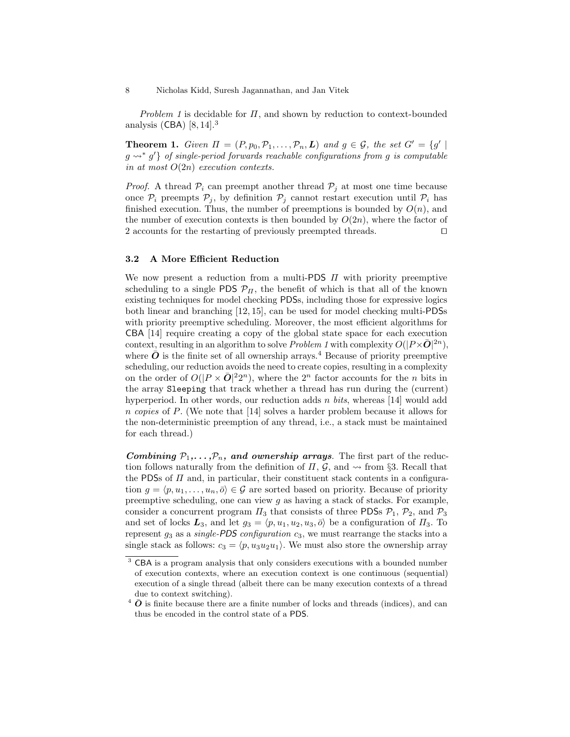*Problem 1* is decidable for $\Pi$, and shown by reduction to context-bounded analysis (CBA) [8, 14].[3]

**Theorem 1.** *Given $\Pi = (P, p_0, \mathcal{P}_1, \ldots, \mathcal{P}_n, \boldsymbol{L})$ and $g \in \mathcal{G}$, the set $G' = \{g' \mid g \rightsquigarrow^* g'\}$ of single-period forwards reachable configurations from $g$ is computable in at most $O(2n)$ execution contexts.*

*Proof.* A thread $\mathcal{P}_i$ can preempt another thread $\mathcal{P}_j$ at most one time because once $\mathcal{P}_i$ preempts $\mathcal{P}_j$, by definition $\mathcal{P}_j$ cannot restart execution until $\mathcal{P}_i$ has finished execution. Thus, the number of preemptions is bounded by $O(n)$, and the number of execution contexts is then bounded by $O(2n)$, where the factor of 2 accounts for the restarting of previously preempted threads. □

### 3.2 A More Efficient Reduction

We now present a reduction from a multi-PDS $\Pi$ with priority preemptive scheduling to a single PDS $\mathcal{P}_\Pi$, the benefit of which is that all of the known existing techniques for model checking PDSs, including those for expressive logics both linear and branching [12, 15], can be used for model checking multi-PDSs with priority preemptive scheduling. Moreover, the most efficient algorithms for CBA [14] require creating a copy of the global state space for each execution context, resulting in an algorithm to solve *Problem 1* with complexity $O(|P \times \bar{\boldsymbol{O}}|^{2n})$, where $\bar{\boldsymbol{O}}$ is the finite set of all ownership arrays.[4] Because of priority preemptive scheduling, our reduction avoids the need to create copies, resulting in a complexity on the order of $O(|P \times \bar{\boldsymbol{O}}|^2 2^n)$, where the $2^n$ factor accounts for the $n$ bits in the array `Sleeping` that track whether a thread has run during the (current) hyperperiod. In other words, our reduction adds *n bits*, whereas [14] would add *n copies* of $P$. (We note that [14] solves a harder problem because it allows for the non-deterministic preemption of any thread, i.e., a stack must be maintained for each thread.)

***Combining $\mathcal{P}_1, \ldots, \mathcal{P}_n$, and ownership arrays.*** The first part of the reduction follows naturally from the definition of $\Pi$, $\mathcal{G}$, and $\rightsquigarrow$ from §3. Recall that the PDSs of $\Pi$ and, in particular, their constituent stack contents in a configuration $g = \langle p, u_1, \ldots, u_n, \bar{o}\rangle \in \mathcal{G}$ are sorted based on priority. Because of priority preemptive scheduling, one can view $g$ as having a stack of stacks. For example, consider a concurrent program $\Pi_3$ that consists of three PDSs $\mathcal{P}_1$, $\mathcal{P}_2$, and $\mathcal{P}_3$ and set of locks $\boldsymbol{L}_3$, and let $g_3 = \langle p, u_1, u_2, u_3, \bar{o}\rangle$ be a configuration of $\Pi_3$. To represent $g_3$ as a *single-PDS configuration* $c_3$, we must rearrange the stacks into a single stack as follows: $c_3 = \langle p, u_3 u_2 u_1\rangle$. We must also store the ownership array

[3] CBA is a program analysis that only considers executions with a bounded number of execution contexts, where an execution context is one continuous (sequential) execution of a single thread (albeit there can be many execution contexts of a thread due to context switching).

[4] $\bar{\boldsymbol{O}}$ is finite because there are a finite number of locks and threads (indices), and can thus be encoded in the control state of a PDS.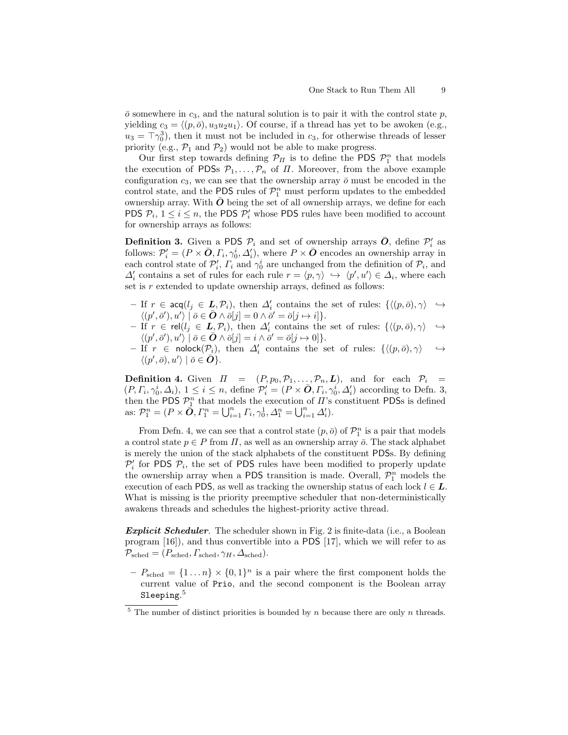$\bar{o}$ somewhere in $c_3$, and the natural solution is to pair it with the control state $p$, yielding $c_3 = \langle (p, \bar{o}), u_3 u_2 u_1 \rangle$. Of course, if a thread has yet to be awoken (e.g., $u_3 = \top \gamma_0^3$), then it must not be included in $c_3$, for otherwise threads of lesser priority (e.g., $\mathcal{P}_1$ and $\mathcal{P}_2$) would not be able to make progress.

Our first step towards defining $\mathcal{P}_\Pi$ is to define the PDS $\mathcal{P}_1^n$ that models the execution of PDSs $\mathcal{P}_1, \ldots, \mathcal{P}_n$ of $\Pi$. Moreover, from the above example configuration $c_3$, we can see that the ownership array $\bar{o}$ must be encoded in the control state, and the PDS rules of $\mathcal{P}_1^n$ must perform updates to the embedded ownership array. With $\bar{\boldsymbol{O}}$ being the set of all ownership arrays, we define for each PDS $\mathcal{P}_i$, $1 \le i \le n$, the PDS $\mathcal{P}_i'$ whose PDS rules have been modified to account for ownership arrays as follows:

**Definition 3.** Given a PDS $\mathcal{P}_i$ and set of ownership arrays $\bar{\boldsymbol{O}}$, define $\mathcal{P}_i'$ as follows: $\mathcal{P}_i' = (P \times \bar{\boldsymbol{O}}, \Gamma_i, \gamma_0^i, \Delta_i')$, where $P \times \bar{\boldsymbol{O}}$ encodes an ownership array in each control state of $\mathcal{P}_i'$, $\Gamma_i$ and $\gamma_0^i$ are unchanged from the definition of $\mathcal{P}_i$, and $\Delta_i'$ contains a set of rules for each rule $r = \langle p, \gamma \rangle \hookrightarrow \langle p', u' \rangle \in \Delta_i$, where each set is $r$ extended to update ownership arrays, defined as follows:

- If $r \in \mathsf{acq}(l_j \in \boldsymbol{L}, \mathcal{P}_i)$, then $\Delta_i'$ contains the set of rules: $\{\langle (p, \bar{o}), \gamma \rangle \hookrightarrow \langle (p', \bar{o}'), u' \rangle \mid \bar{o} \in \bar{\boldsymbol{O}} \wedge \bar{o}[j] = 0 \wedge \bar{o}' = \bar{o}[j \mapsto i]\}$.
- If $r \in \mathsf{rel}(l_j \in \boldsymbol{L}, \mathcal{P}_i)$, then $\Delta_i'$ contains the set of rules: $\{\langle (p, \bar{o}), \gamma \rangle \hookrightarrow \langle (p', \bar{o}'), u' \rangle \mid \bar{o} \in \bar{\boldsymbol{O}} \wedge \bar{o}[j] = i \wedge \bar{o}' = \bar{o}[j \mapsto 0]\}$.
- If $r \in \mathsf{nolock}(\mathcal{P}_i)$, then $\Delta_i'$ contains the set of rules: $\{\langle (p, \bar{o}), \gamma \rangle \hookrightarrow \langle (p', \bar{o}), u' \rangle \mid \bar{o} \in \bar{\boldsymbol{O}}\}$.

**Definition 4.** Given $\Pi = (P, p_0, \mathcal{P}_1, \ldots, \mathcal{P}_n, \boldsymbol{L})$, and for each $\mathcal{P}_i = (P, \Gamma_i, \gamma_0^i, \Delta_i)$, $1 \le i \le n$, define $\mathcal{P}_i' = (P \times \bar{\boldsymbol{O}}, \Gamma_i, \gamma_0^i, \Delta_i')$ according to Defn. 3, then the PDS $\mathcal{P}_1^n$ that models the execution of $\Pi$'s constituent PDSs is defined as: $\mathcal{P}_1^n = (P \times \bar{\boldsymbol{O}}, \Gamma_1^n = \bigcup_{i=1}^n \Gamma_i, \gamma_0^1, \Delta_1^n = \bigcup_{i=1}^n \Delta_i')$.

From Defn. 4, we can see that a control state $(p, \bar{o})$ of $\mathcal{P}_1^n$ is a pair that models a control state $p \in P$ from $\Pi$, as well as an ownership array $\bar{o}$. The stack alphabet is merely the union of the stack alphabets of the constituent PDSs. By defining $\mathcal{P}_i'$ for PDS $\mathcal{P}_i$, the set of PDS rules have been modified to properly update the ownership array when a PDS transition is made. Overall, $\mathcal{P}_1^n$ models the execution of each PDS, as well as tracking the ownership status of each lock $l \in \boldsymbol{L}$. What is missing is the priority preemptive scheduler that non-deterministically awakens threads and schedules the highest-priority active thread.

***Explicit Scheduler.*** The scheduler shown in Fig. 2 is finite-data (i.e., a Boolean program [16]), and thus convertible into a PDS [17], which we will refer to as $\mathcal{P}_{\text{sched}} = (P_{\text{sched}}, \Gamma_{\text{sched}}, \gamma_H, \Delta_{\text{sched}})$.

- $P_{\text{sched}} = \{1 \ldots n\} \times \{0, 1\}^n$ is a pair where the first component holds the current value of `Prio`, and the second component is the Boolean array `Sleeping`.[5]

[5] The number of distinct priorities is bounded by $n$ because there are only $n$ threads.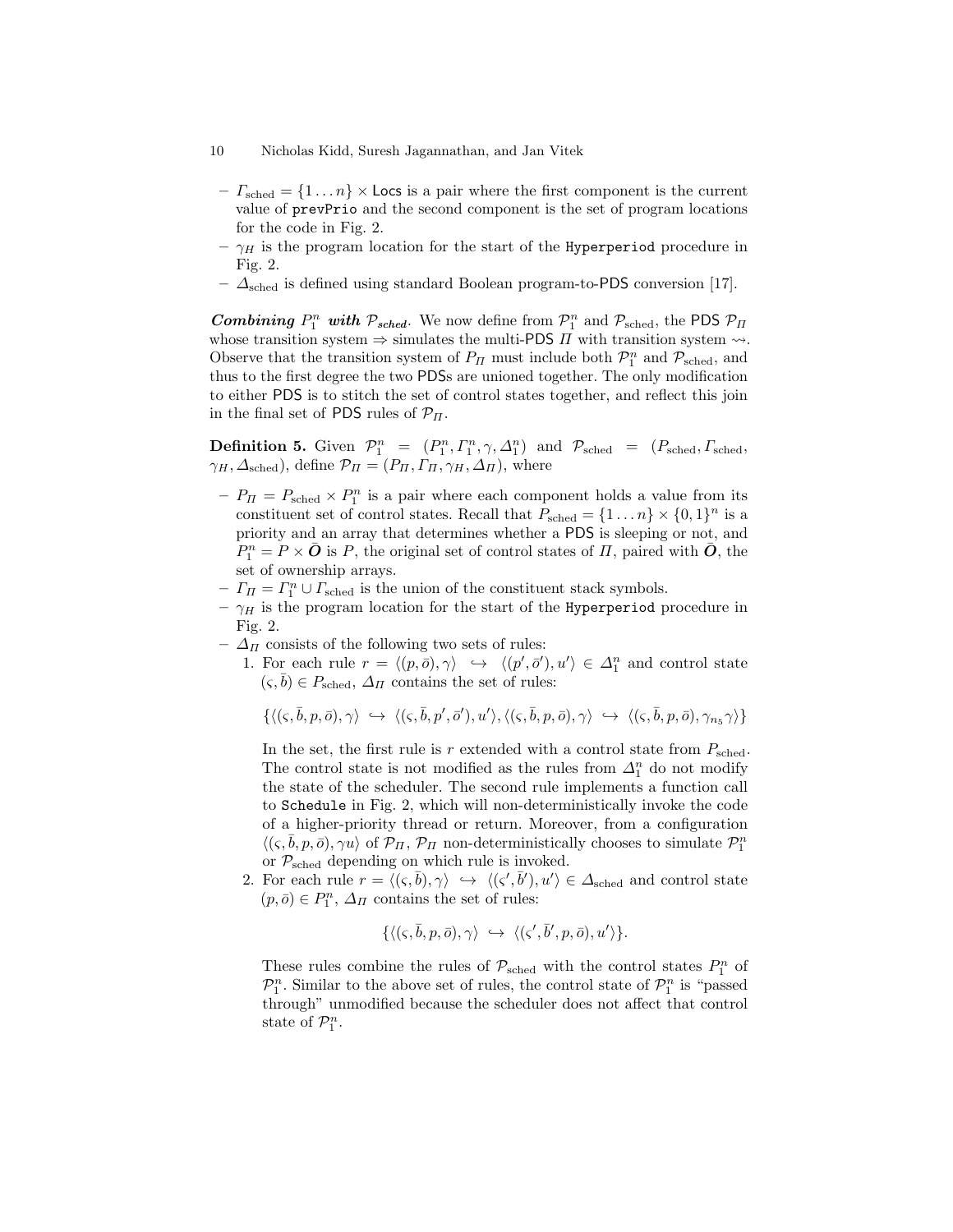- $\Gamma_{\text{sched}} = \{1 \ldots n\} \times \mathsf{Locs}$ is a pair where the first component is the current value of `prevPrio` and the second component is the set of program locations for the code in Fig. 2.
- $\gamma_H$ is the program location for the start of the `Hyperperiod` procedure in Fig. 2.
- $\Delta_{\text{sched}}$ is defined using standard Boolean program-to-PDS conversion [17].

***Combining $P_1^n$ with $\mathcal{P}_{sched}$.*** We now define from $\mathcal{P}_1^n$ and $\mathcal{P}_{\text{sched}}$, the PDS $\mathcal{P}_\Pi$ whose transition system $\Rightarrow$ simulates the multi-PDS $\Pi$ with transition system $\rightsquigarrow$. Observe that the transition system of $P_\Pi$ must include both $\mathcal{P}_1^n$ and $\mathcal{P}_{\text{sched}}$, and thus to the first degree the two PDSs are unioned together. The only modification to either PDS is to stitch the set of control states together, and reflect this join in the final set of PDS rules of $\mathcal{P}_\Pi$.

**Definition 5.** Given $\mathcal{P}_1^n = (P_1^n, \Gamma_1^n, \gamma, \Delta_1^n)$ and $\mathcal{P}_{\text{sched}} = (P_{\text{sched}}, \Gamma_{\text{sched}}, \gamma_H, \Delta_{\text{sched}})$, define $\mathcal{P}_\Pi = (P_\Pi, \Gamma_\Pi, \gamma_H, \Delta_\Pi)$, where

- $P_\Pi = P_{\text{sched}} \times P_1^n$ is a pair where each component holds a value from its constituent set of control states. Recall that $P_{\text{sched}} = \{1 \ldots n\} \times \{0,1\}^n$ is a priority and an array that determines whether a PDS is sleeping or not, and $P_1^n = P \times \bar{\boldsymbol{O}}$ is $P$, the original set of control states of $\Pi$, paired with $\bar{\boldsymbol{O}}$, the set of ownership arrays.
- $\Gamma_\Pi = \Gamma_1^n \cup \Gamma_{\text{sched}}$ is the union of the constituent stack symbols.
- $\gamma_H$ is the program location for the start of the `Hyperperiod` procedure in Fig. 2.
- $\Delta_\Pi$ consists of the following two sets of rules:
  1. For each rule $r = \langle (p, \bar{o}), \gamma \rangle \hookrightarrow \langle (p', \bar{o}'), u' \rangle \in \Delta_1^n$ and control state $(\varsigma, \bar{b}) \in P_{\text{sched}}$, $\Delta_\Pi$ contains the set of rules:

     $$\{\langle (\varsigma, \bar{b}, p, \bar{o}), \gamma \rangle \hookrightarrow \langle (\varsigma, \bar{b}, p', \bar{o}'), u' \rangle, \langle (\varsigma, \bar{b}, p, \bar{o}), \gamma \rangle \hookrightarrow \langle (\varsigma, \bar{b}, p, \bar{o}), \gamma_{n_5} \gamma \rangle\}$$

     In the set, the first rule is $r$ extended with a control state from $P_{\text{sched}}$. The control state is not modified as the rules from $\Delta_1^n$ do not modify the state of the scheduler. The second rule implements a function call to `Schedule` in Fig. 2, which will non-deterministically invoke the code of a higher-priority thread or return. Moreover, from a configuration $\langle (\varsigma, \bar{b}, p, \bar{o}), \gamma u \rangle$ of $\mathcal{P}_\Pi$, $\mathcal{P}_\Pi$ non-deterministically chooses to simulate $\mathcal{P}_1^n$ or $\mathcal{P}_{\text{sched}}$ depending on which rule is invoked.
  2. For each rule $r = \langle (\varsigma, \bar{b}), \gamma \rangle \hookrightarrow \langle (\varsigma', \bar{b}'), u' \rangle \in \Delta_{\text{sched}}$ and control state $(p, \bar{o}) \in P_1^n$, $\Delta_\Pi$ contains the set of rules:

     $$\{\langle (\varsigma, \bar{b}, p, \bar{o}), \gamma \rangle \hookrightarrow \langle (\varsigma', \bar{b}', p, \bar{o}), u' \rangle\}.$$

     These rules combine the rules of $\mathcal{P}_{\text{sched}}$ with the control states $P_1^n$ of $\mathcal{P}_1^n$. Similar to the above set of rules, the control state of $\mathcal{P}_1^n$ is "passed through" unmodified because the scheduler does not affect that control state of $\mathcal{P}_1^n$.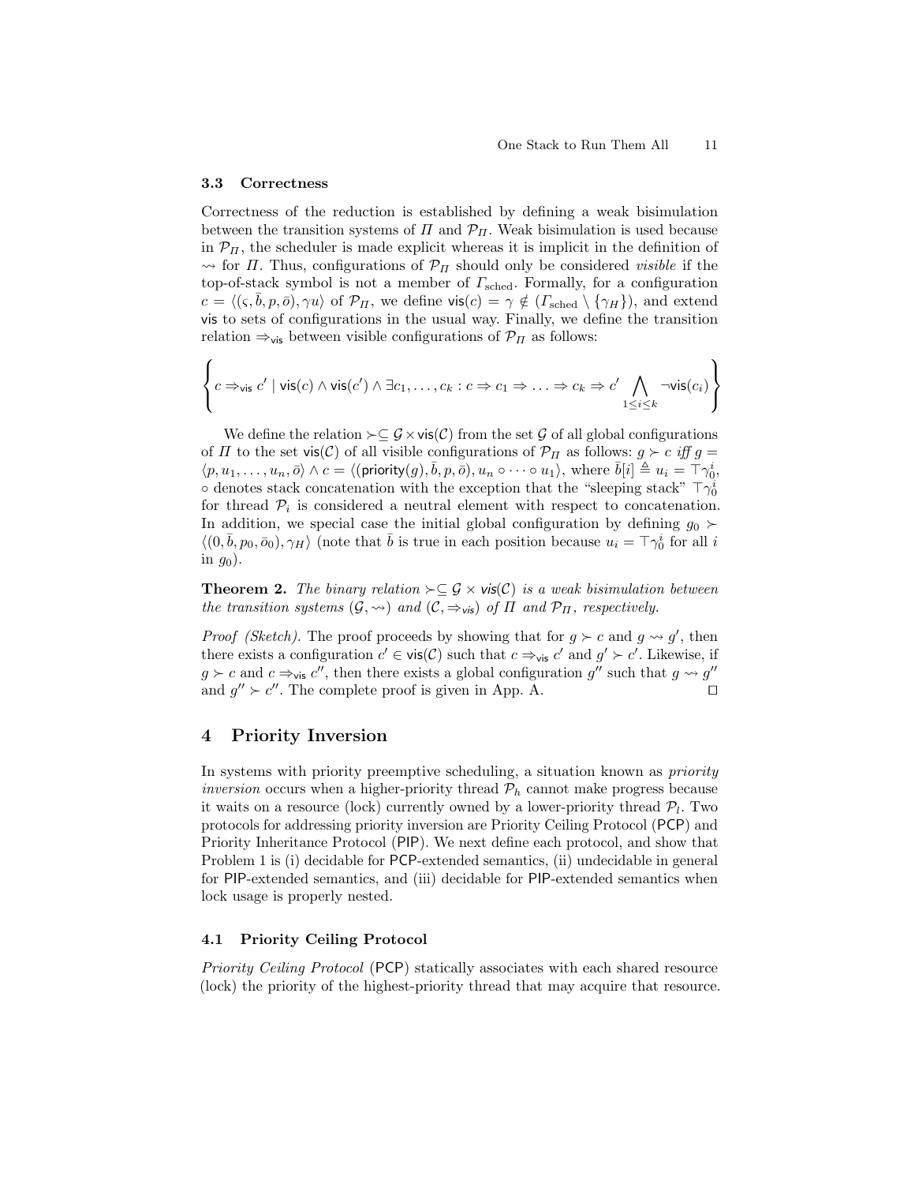### 3.3 Correctness

Correctness of the reduction is established by defining a weak bisimulation between the transition systems of $\Pi$ and $\mathcal{P}_\Pi$. Weak bisimulation is used because in $\mathcal{P}_\Pi$, the scheduler is made explicit whereas it is implicit in the definition of $\rightsquigarrow$ for $\Pi$. Thus, configurations of $\mathcal{P}_\Pi$ should only be considered *visible* if the top-of-stack symbol is not a member of $\Gamma_{\text{sched}}$. Formally, for a configuration $c = \langle(\varsigma, \bar{b}, p, \bar{o}), \gamma u\rangle$ of $\mathcal{P}_\Pi$, we define $\mathsf{vis}(c) = \gamma \notin (\Gamma_{\text{sched}} \setminus \{\gamma_H\})$, and extend $\mathsf{vis}$ to sets of configurations in the usual way. Finally, we define the transition relation $\Rightarrow_{\mathsf{vis}}$ between visible configurations of $\mathcal{P}_\Pi$ as follows:

$$\left\{ c \Rightarrow_{\mathsf{vis}} c' \mid \mathsf{vis}(c) \wedge \mathsf{vis}(c') \wedge \exists c_1, \ldots, c_k : c \Rightarrow c_1 \Rightarrow \ldots \Rightarrow c_k \Rightarrow c' \bigwedge_{1 \leq i \leq k} \neg\mathsf{vis}(c_i) \right\}$$

We define the relation $\succ \subseteq \mathcal{G} \times \mathsf{vis}(\mathcal{C})$ from the set $\mathcal{G}$ of all global configurations of $\Pi$ to the set $\mathsf{vis}(\mathcal{C})$ of all visible configurations of $\mathcal{P}_\Pi$ as follows: $g \succ c$ *iff* $g = \langle p, u_1, \ldots, u_n, \bar{o}\rangle \wedge c = \langle(\mathsf{priority}(g), \bar{b}, p, \bar{o}), u_n \circ \cdots \circ u_1\rangle$, where $\bar{b}[i] \triangleq u_i = \top\gamma_0^i$, $\circ$ denotes stack concatenation with the exception that the "sleeping stack" $\top\gamma_0^i$ for thread $\mathcal{P}_i$ is considered a neutral element with respect to concatenation. In addition, we special case the initial global configuration by defining $g_0 \succ \langle(0, \bar{b}, p_0, \bar{o}_0), \gamma_H\rangle$ (note that $\bar{b}$ is true in each position because $u_i = \top\gamma_0^i$ for all $i$ in $g_0$).

**Theorem 2.** *The binary relation $\succ \subseteq \mathcal{G} \times \mathsf{vis}(\mathcal{C})$ is a weak bisimulation between the transition systems $(\mathcal{G}, \rightsquigarrow)$ and $(\mathcal{C}, \Rightarrow_{\mathsf{vis}})$ of $\Pi$ and $\mathcal{P}_\Pi$, respectively.*

*Proof (Sketch).* The proof proceeds by showing that for $g \succ c$ and $g \rightsquigarrow g'$, then there exists a configuration $c' \in \mathsf{vis}(\mathcal{C})$ such that $c \Rightarrow_{\mathsf{vis}} c'$ and $g' \succ c'$. Likewise, if $g \succ c$ and $c \Rightarrow_{\mathsf{vis}} c''$, then there exists a global configuration $g''$ such that $g \rightsquigarrow g''$ and $g'' \succ c''$. The complete proof is given in App. A. ◻

## 4 Priority Inversion

In systems with priority preemptive scheduling, a situation known as *priority inversion* occurs when a higher-priority thread $\mathcal{P}_h$ cannot make progress because it waits on a resource (lock) currently owned by a lower-priority thread $\mathcal{P}_l$. Two protocols for addressing priority inversion are Priority Ceiling Protocol (PCP) and Priority Inheritance Protocol (PIP). We next define each protocol, and show that Problem 1 is (i) decidable for PCP-extended semantics, (ii) undecidable in general for PIP-extended semantics, and (iii) decidable for PIP-extended semantics when lock usage is properly nested.

### 4.1 Priority Ceiling Protocol

*Priority Ceiling Protocol* (PCP) statically associates with each shared resource (lock) the priority of the highest-priority thread that may acquire that resource.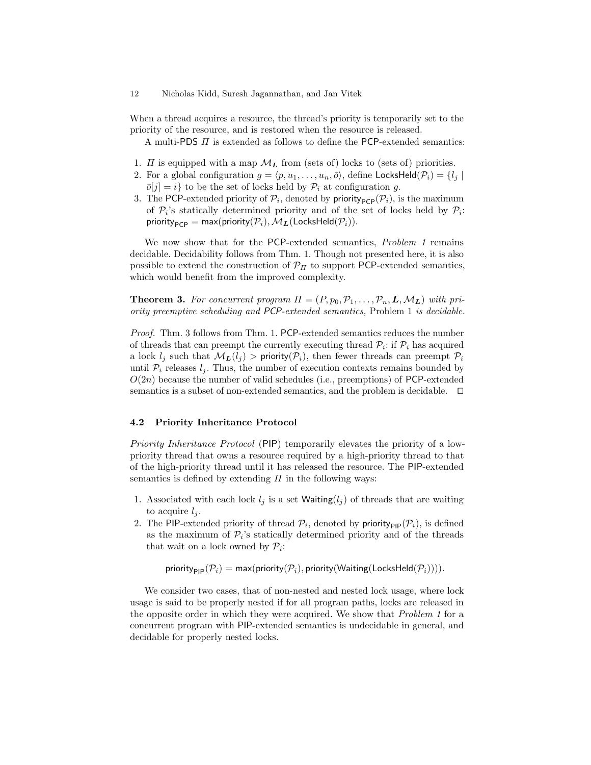When a thread acquires a resource, the thread's priority is temporarily set to the priority of the resource, and is restored when the resource is released.

A multi-PDS $\Pi$ is extended as follows to define the PCP-extended semantics:

1. $\Pi$ is equipped with a map $\mathcal{M}_{\boldsymbol{L}}$ from (sets of) locks to (sets of) priorities.
2. For a global configuration $g = \langle p, u_1, \ldots, u_n, \bar{o} \rangle$, define $\mathsf{LocksHeld}(\mathcal{P}_i) = \{l_j \mid \bar{o}[j] = i\}$ to be the set of locks held by $\mathcal{P}_i$ at configuration $g$.
3. The PCP-extended priority of $\mathcal{P}_i$, denoted by $\mathsf{priority}_{\mathsf{PCP}}(\mathcal{P}_i)$, is the maximum of $\mathcal{P}_i$'s statically determined priority and of the set of locks held by $\mathcal{P}_i$: $\mathsf{priority}_{\mathsf{PCP}} = \mathsf{max}(\mathsf{priority}(\mathcal{P}_i), \mathcal{M}_{\boldsymbol{L}}(\mathsf{LocksHeld}(\mathcal{P}_i)))$.

We now show that for the PCP-extended semantics, *Problem 1* remains decidable. Decidability follows from Thm. 1. Though not presented here, it is also possible to extend the construction of $\mathcal{P}_\Pi$ to support PCP-extended semantics, which would benefit from the improved complexity.

**Theorem 3.** *For concurrent program $\Pi = (P, p_0, \mathcal{P}_1, \ldots, \mathcal{P}_n, \boldsymbol{L}, \mathcal{M}_{\boldsymbol{L}})$ with priority preemptive scheduling and PCP-extended semantics,* Problem 1 *is decidable.*

*Proof.* Thm. 3 follows from Thm. 1. PCP-extended semantics reduces the number of threads that can preempt the currently executing thread $\mathcal{P}_i$: if $\mathcal{P}_i$ has acquired a lock $l_j$ such that $\mathcal{M}_{\boldsymbol{L}}(l_j) > \mathsf{priority}(\mathcal{P}_i)$, then fewer threads can preempt $\mathcal{P}_i$ until $\mathcal{P}_i$ releases $l_j$. Thus, the number of execution contexts remains bounded by $O(2n)$ because the number of valid schedules (i.e., preemptions) of PCP-extended semantics is a subset of non-extended semantics, and the problem is decidable. $\square$

### 4.2 Priority Inheritance Protocol

*Priority Inheritance Protocol* (PIP) temporarily elevates the priority of a low-priority thread that owns a resource required by a high-priority thread to that of the high-priority thread until it has released the resource. The PIP-extended semantics is defined by extending $\Pi$ in the following ways:

1. Associated with each lock $l_j$ is a set $\mathsf{Waiting}(l_j)$ of threads that are waiting to acquire $l_j$.
2. The PIP-extended priority of thread $\mathcal{P}_i$, denoted by $\mathsf{priority}_{\mathsf{PIP}}(\mathcal{P}_i)$, is defined as the maximum of $\mathcal{P}_i$'s statically determined priority and of the threads that wait on a lock owned by $\mathcal{P}_i$:

$$\mathsf{priority}_{\mathsf{PIP}}(\mathcal{P}_i) = \mathsf{max}(\mathsf{priority}(\mathcal{P}_i), \mathsf{priority}(\mathsf{Waiting}(\mathsf{LocksHeld}(\mathcal{P}_i)))).$$

We consider two cases, that of non-nested and nested lock usage, where lock usage is said to be properly nested if for all program paths, locks are released in the opposite order in which they were acquired. We show that *Problem 1* for a concurrent program with PIP-extended semantics is undecidable in general, and decidable for properly nested locks.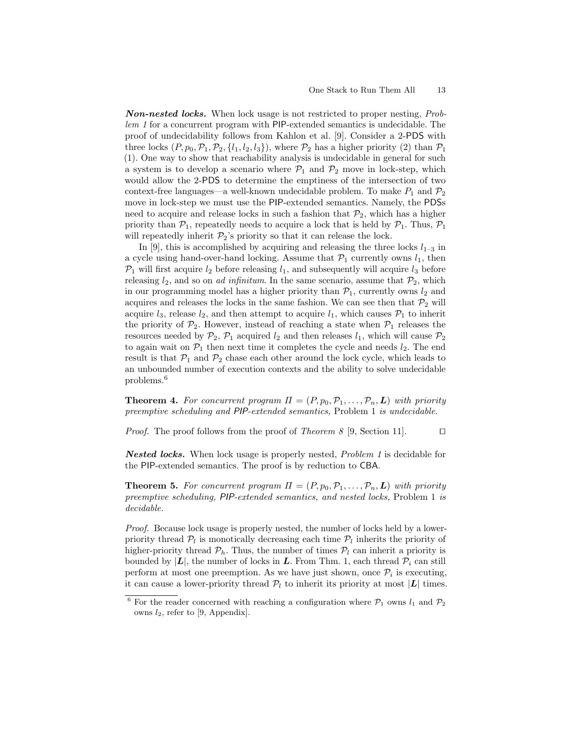***Non-nested locks.*** When lock usage is not restricted to proper nesting, *Problem 1* for a concurrent program with PIP-extended semantics is undecidable. The proof of undecidability follows from Kahlon et al. [9]. Consider a 2-PDS with three locks $(P, p_0, \mathcal{P}_1, \mathcal{P}_2, \{l_1, l_2, l_3\})$, where $\mathcal{P}_2$ has a higher priority (2) than $\mathcal{P}_1$ (1). One way to show that reachability analysis is undecidable in general for such a system is to develop a scenario where $\mathcal{P}_1$ and $\mathcal{P}_2$ move in lock-step, which would allow the 2-PDS to determine the emptiness of the intersection of two context-free languages—a well-known undecidable problem. To make $P_1$ and $\mathcal{P}_2$ move in lock-step we must use the PIP-extended semantics. Namely, the PDSs need to acquire and release locks in such a fashion that $\mathcal{P}_2$, which has a higher priority than $\mathcal{P}_1$, repeatedly needs to acquire a lock that is held by $\mathcal{P}_1$. Thus, $\mathcal{P}_1$ will repeatedly inherit $\mathcal{P}_2$'s priority so that it can release the lock.

In [9], this is accomplished by acquiring and releasing the three locks $l_{1\text{–}3}$ in a cycle using hand-over-hand locking. Assume that $\mathcal{P}_1$ currently owns $l_1$, then $\mathcal{P}_1$ will first acquire $l_2$ before releasing $l_1$, and subsequently will acquire $l_3$ before releasing $l_2$, and so on *ad infinitum*. In the same scenario, assume that $\mathcal{P}_2$, which in our programming model has a higher priority than $\mathcal{P}_1$, currently owns $l_2$ and acquires and releases the locks in the same fashion. We can see then that $\mathcal{P}_2$ will acquire $l_3$, release $l_2$, and then attempt to acquire $l_1$, which causes $\mathcal{P}_1$ to inherit the priority of $\mathcal{P}_2$. However, instead of reaching a state when $\mathcal{P}_1$ releases the resources needed by $\mathcal{P}_2$, $\mathcal{P}_1$ acquired $l_2$ and then releases $l_1$, which will cause $\mathcal{P}_2$ to again wait on $\mathcal{P}_1$ then next time it completes the cycle and needs $l_2$. The end result is that $\mathcal{P}_1$ and $\mathcal{P}_2$ chase each other around the lock cycle, which leads to an unbounded number of execution contexts and the ability to solve undecidable problems.[6]

**Theorem 4.** *For concurrent program $\Pi = (P, p_0, \mathcal{P}_1, \ldots, \mathcal{P}_n, \boldsymbol{L})$ with priority preemptive scheduling and PIP-extended semantics,* Problem 1 *is undecidable.*

*Proof.* The proof follows from the proof of *Theorem 8* [9, Section 11]. ⊓⊔

***Nested locks.*** When lock usage is properly nested, *Problem 1* is decidable for the PIP-extended semantics. The proof is by reduction to CBA.

**Theorem 5.** *For concurrent program $\Pi = (P, p_0, \mathcal{P}_1, \ldots, \mathcal{P}_n, \boldsymbol{L})$ with priority preemptive scheduling, PIP-extended semantics, and nested locks,* Problem 1 *is decidable.*

*Proof.* Because lock usage is properly nested, the number of locks held by a lower-priority thread $\mathcal{P}_l$ is monotonically decreasing each time $\mathcal{P}_l$ inherits the priority of higher-priority thread $\mathcal{P}_h$. Thus, the number of times $\mathcal{P}_l$ can inherit a priority is bounded by $|\boldsymbol{L}|$, the number of locks in $\boldsymbol{L}$. From Thm. 1, each thread $\mathcal{P}_i$ can still perform at most one preemption. As we have just shown, once $\mathcal{P}_i$ is executing, it can cause a lower-priority thread $\mathcal{P}_l$ to inherit its priority at most $|\boldsymbol{L}|$ times.

[6] For the reader concerned with reaching a configuration where $\mathcal{P}_1$ owns $l_1$ and $\mathcal{P}_2$ owns $l_2$, refer to [9, Appendix].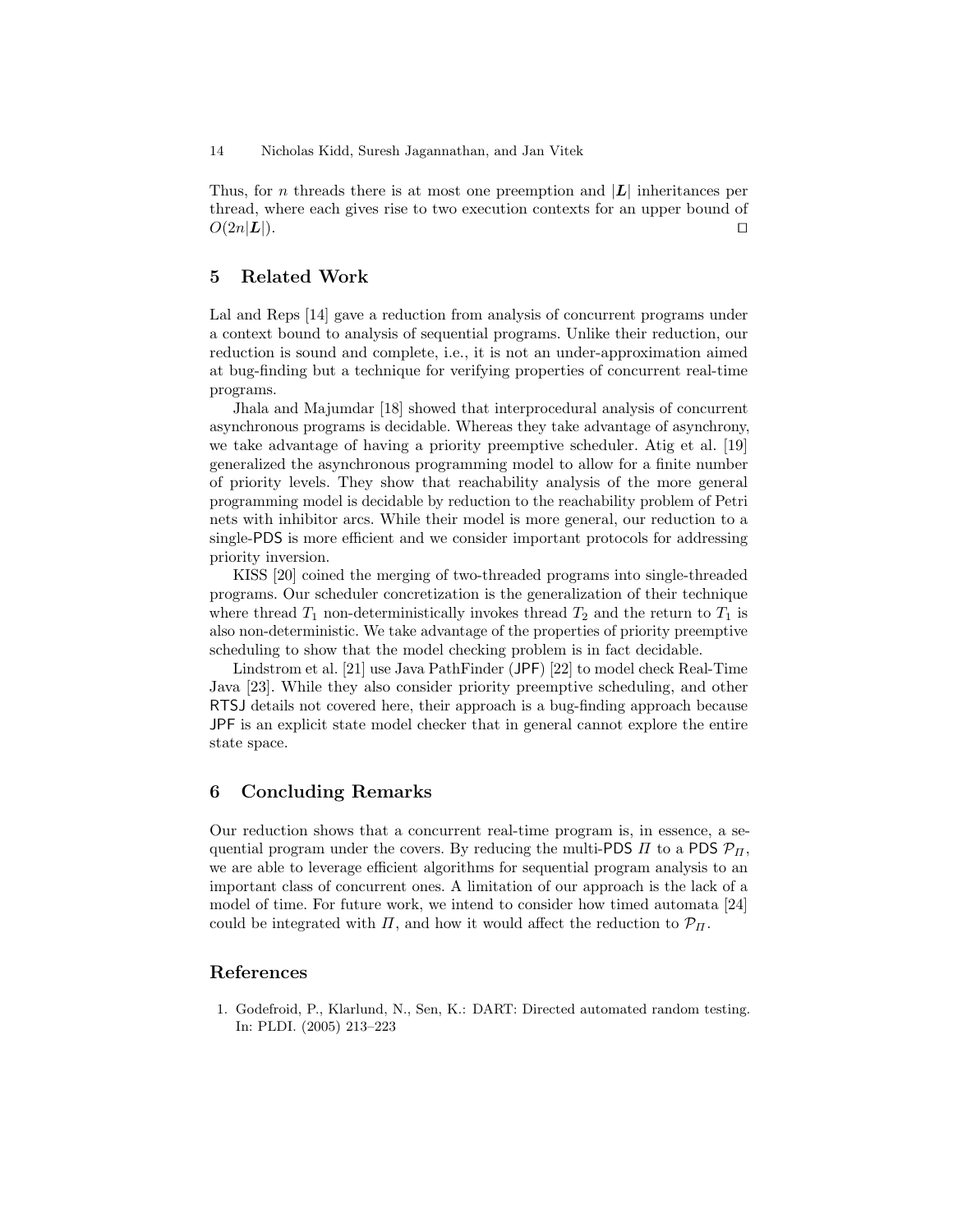Thus, for $n$ threads there is at most one preemption and $|\boldsymbol{L}|$ inheritances per thread, where each gives rise to two execution contexts for an upper bound of $O(2n|\boldsymbol{L}|)$. □

## 5 Related Work

Lal and Reps [14] gave a reduction from analysis of concurrent programs under a context bound to analysis of sequential programs. Unlike their reduction, our reduction is sound and complete, i.e., it is not an under-approximation aimed at bug-finding but a technique for verifying properties of concurrent real-time programs.

Jhala and Majumdar [18] showed that interprocedural analysis of concurrent asynchronous programs is decidable. Whereas they take advantage of asynchrony, we take advantage of having a priority preemptive scheduler. Atig et al. [19] generalized the asynchronous programming model to allow for a finite number of priority levels. They show that reachability analysis of the more general programming model is decidable by reduction to the reachability problem of Petri nets with inhibitor arcs. While their model is more general, our reduction to a single-PDS is more efficient and we consider important protocols for addressing priority inversion.

KISS [20] coined the merging of two-threaded programs into single-threaded programs. Our scheduler concretization is the generalization of their technique where thread $T_1$ non-deterministically invokes thread $T_2$ and the return to $T_1$ is also non-deterministic. We take advantage of the properties of priority preemptive scheduling to show that the model checking problem is in fact decidable.

Lindstrom et al. [21] use Java PathFinder (JPF) [22] to model check Real-Time Java [23]. While they also consider priority preemptive scheduling, and other RTSJ details not covered here, their approach is a bug-finding approach because JPF is an explicit state model checker that in general cannot explore the entire state space.

## 6 Concluding Remarks

Our reduction shows that a concurrent real-time program is, in essence, a sequential program under the covers. By reducing the multi-PDS $\Pi$ to a PDS $\mathcal{P}_{\Pi}$, we are able to leverage efficient algorithms for sequential program analysis to an important class of concurrent ones. A limitation of our approach is the lack of a model of time. For future work, we intend to consider how timed automata [24] could be integrated with $\Pi$, and how it would affect the reduction to $\mathcal{P}_{\Pi}$.

## References

1. Godefroid, P., Klarlund, N., Sen, K.: DART: Directed automated random testing. In: PLDI. (2005) 213–223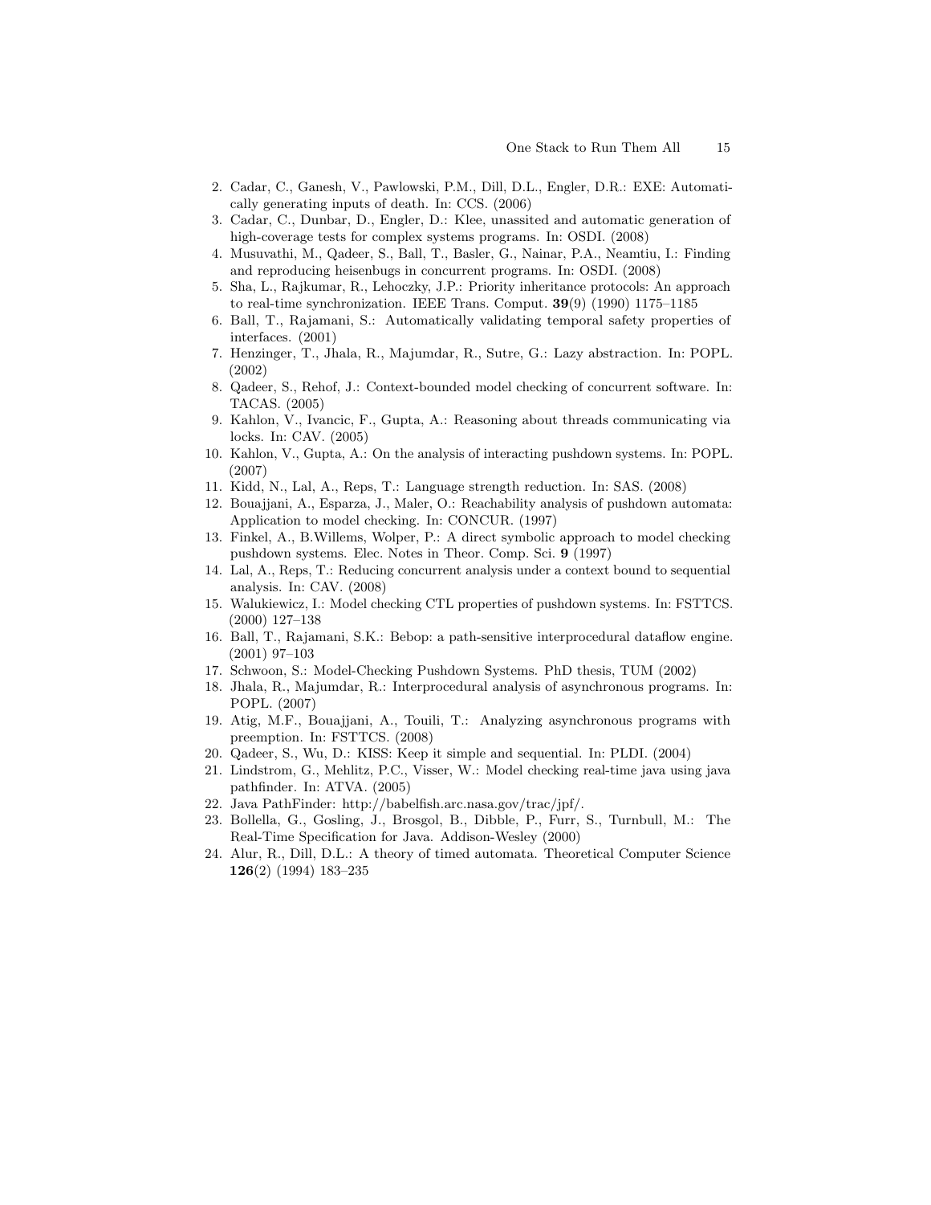2. Cadar, C., Ganesh, V., Pawlowski, P.M., Dill, D.L., Engler, D.R.: EXE: Automatically generating inputs of death. In: CCS. (2006)
3. Cadar, C., Dunbar, D., Engler, D.: Klee, unassited and automatic generation of high-coverage tests for complex systems programs. In: OSDI. (2008)
4. Musuvathi, M., Qadeer, S., Ball, T., Basler, G., Nainar, P.A., Neamtiu, I.: Finding and reproducing heisenbugs in concurrent programs. In: OSDI. (2008)
5. Sha, L., Rajkumar, R., Lehoczky, J.P.: Priority inheritance protocols: An approach to real-time synchronization. IEEE Trans. Comput. **39**(9) (1990) 1175–1185
6. Ball, T., Rajamani, S.: Automatically validating temporal safety properties of interfaces. (2001)
7. Henzinger, T., Jhala, R., Majumdar, R., Sutre, G.: Lazy abstraction. In: POPL. (2002)
8. Qadeer, S., Rehof, J.: Context-bounded model checking of concurrent software. In: TACAS. (2005)
9. Kahlon, V., Ivancic, F., Gupta, A.: Reasoning about threads communicating via locks. In: CAV. (2005)
10. Kahlon, V., Gupta, A.: On the analysis of interacting pushdown systems. In: POPL. (2007)
11. Kidd, N., Lal, A., Reps, T.: Language strength reduction. In: SAS. (2008)
12. Bouajjani, A., Esparza, J., Maler, O.: Reachability analysis of pushdown automata: Application to model checking. In: CONCUR. (1997)
13. Finkel, A., B.Willems, Wolper, P.: A direct symbolic approach to model checking pushdown systems. Elec. Notes in Theor. Comp. Sci. **9** (1997)
14. Lal, A., Reps, T.: Reducing concurrent analysis under a context bound to sequential analysis. In: CAV. (2008)
15. Walukiewicz, I.: Model checking CTL properties of pushdown systems. In: FSTTCS. (2000) 127–138
16. Ball, T., Rajamani, S.K.: Bebop: a path-sensitive interprocedural dataflow engine. (2001) 97–103
17. Schwoon, S.: Model-Checking Pushdown Systems. PhD thesis, TUM (2002)
18. Jhala, R., Majumdar, R.: Interprocedural analysis of asynchronous programs. In: POPL. (2007)
19. Atig, M.F., Bouajjani, A., Touili, T.: Analyzing asynchronous programs with preemption. In: FSTTCS. (2008)
20. Qadeer, S., Wu, D.: KISS: Keep it simple and sequential. In: PLDI. (2004)
21. Lindstrom, G., Mehlitz, P.C., Visser, W.: Model checking real-time java using java pathfinder. In: ATVA. (2005)
22. Java PathFinder: http://babelfish.arc.nasa.gov/trac/jpf/.
23. Bollella, G., Gosling, J., Brosgol, B., Dibble, P., Furr, S., Turnbull, M.: The Real-Time Specification for Java. Addison-Wesley (2000)
24. Alur, R., Dill, D.L.: A theory of timed automata. Theoretical Computer Science **126**(2) (1994) 183–235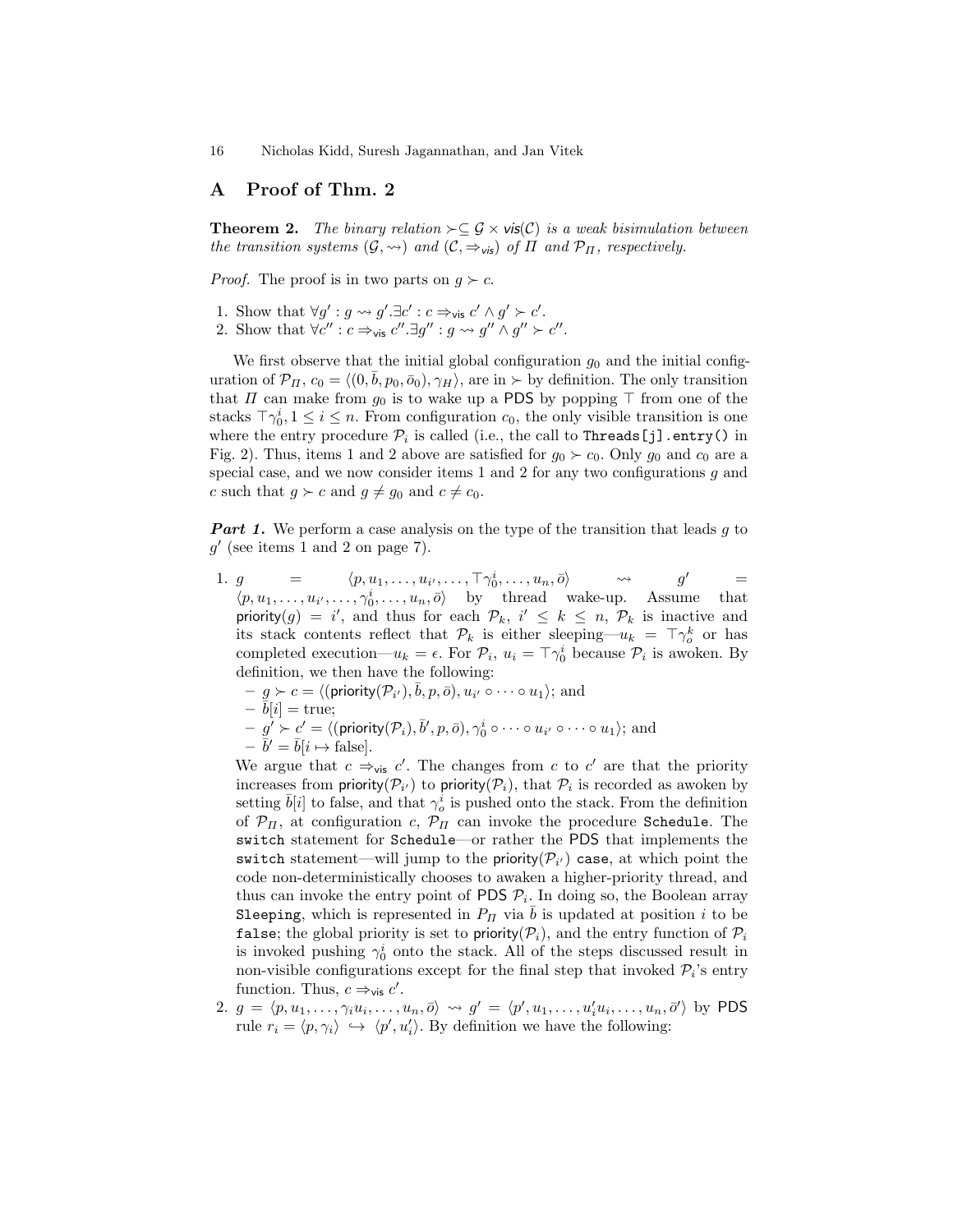## A Proof of Thm. 2

**Theorem 2.** *The binary relation $\succ \subseteq \mathcal{G} \times \mathsf{vis}(\mathcal{C})$ is a weak bisimulation between the transition systems $(\mathcal{G}, \rightsquigarrow)$ and $(\mathcal{C}, \Rightarrow_{\mathsf{vis}})$ of $\Pi$ and $\mathcal{P}_\Pi$, respectively.*

*Proof.* The proof is in two parts on $g \succ c$.

1. Show that $\forall g' : g \rightsquigarrow g'.\exists c' : c \Rightarrow_{\mathsf{vis}} c' \wedge g' \succ c'$.
2. Show that $\forall c'' : c \Rightarrow_{\mathsf{vis}} c''.\exists g'' : g \rightsquigarrow g'' \wedge g'' \succ c''$.

We first observe that the initial global configuration $g_0$ and the initial configuration of $\mathcal{P}_\Pi$, $c_0 = \langle (0, \bar{b}, p_0, \bar{o}_0), \gamma_H \rangle$, are in $\succ$ by definition. The only transition that $\Pi$ can make from $g_0$ is to wake up a PDS by popping $\top$ from one of the stacks $\top\gamma_0^i, 1 \leq i \leq n$. From configuration $c_0$, the only visible transition is one where the entry procedure $\mathcal{P}_i$ is called (i.e., the call to `Threads[j].entry()` in Fig. 2). Thus, items 1 and 2 above are satisfied for $g_0 \succ c_0$. Only $g_0$ and $c_0$ are a special case, and we now consider items 1 and 2 for any two configurations $g$ and $c$ such that $g \succ c$ and $g \neq g_0$ and $c \neq c_0$.

***Part 1.*** We perform a case analysis on the type of the transition that leads $g$ to $g'$ (see items 1 and 2 on page 7).

1. $g = \langle p, u_1, \ldots, u_{i'}, \ldots, \top\gamma_0^i, \ldots, u_n, \bar{o} \rangle \rightsquigarrow g' = \langle p, u_1, \ldots, u_{i'}, \ldots, \gamma_0^i, \ldots, u_n, \bar{o} \rangle$ by thread wake-up. Assume that $\mathsf{priority}(g) = i'$, and thus for each $\mathcal{P}_k$, $i' \leq k \leq n$, $\mathcal{P}_k$ is inactive and its stack contents reflect that $\mathcal{P}_k$ is either sleeping—$u_k = \top\gamma_o^k$ or has completed execution—$u_k = \epsilon$. For $\mathcal{P}_i$, $u_i = \top\gamma_0^i$ because $\mathcal{P}_i$ is awoken. By definition, we then have the following:
   - $g \succ c = \langle (\mathsf{priority}(\mathcal{P}_{i'}), \bar{b}, p, \bar{o}), u_{i'} \circ \cdots \circ u_1 \rangle$; and
   - $\bar{b}[i] = \text{true}$;
   - $g' \succ c' = \langle (\mathsf{priority}(\mathcal{P}_i), \bar{b}', p, \bar{o}), \gamma_0^i \circ \cdots \circ u_{i'} \circ \cdots \circ u_1 \rangle$; and
   - $\bar{b}' = \bar{b}[i \mapsto \text{false}]$.

   We argue that $c \Rightarrow_{\mathsf{vis}} c'$. The changes from $c$ to $c'$ are that the priority increases from $\mathsf{priority}(\mathcal{P}_{i'})$ to $\mathsf{priority}(\mathcal{P}_i)$, that $\mathcal{P}_i$ is recorded as awoken by setting $\bar{b}[i]$ to false, and that $\gamma_o^i$ is pushed onto the stack. From the definition of $\mathcal{P}_\Pi$, at configuration $c$, $\mathcal{P}_\Pi$ can invoke the procedure `Schedule`. The `switch` statement for `Schedule`—or rather the PDS that implements the `switch` statement—will jump to the $\mathsf{priority}(\mathcal{P}_{i'})$ `case`, at which point the code non-deterministically chooses to awaken a higher-priority thread, and thus can invoke the entry point of PDS $\mathcal{P}_i$. In doing so, the Boolean array `Sleeping`, which is represented in $P_\Pi$ via $\bar{b}$ is updated at position $i$ to be `false`; the global priority is set to $\mathsf{priority}(\mathcal{P}_i)$, and the entry function of $\mathcal{P}_i$ is invoked pushing $\gamma_0^i$ onto the stack. All of the steps discussed result in non-visible configurations except for the final step that invoked $\mathcal{P}_i$'s entry function. Thus, $c \Rightarrow_{\mathsf{vis}} c'$.
2. $g = \langle p, u_1, \ldots, \gamma_i u_i, \ldots, u_n, \bar{o} \rangle \rightsquigarrow g' = \langle p', u_1, \ldots, u_i' u_i, \ldots, u_n, \bar{o}' \rangle$ by PDS rule $r_i = \langle p, \gamma_i \rangle \hookrightarrow \langle p', u_i' \rangle$. By definition we have the following: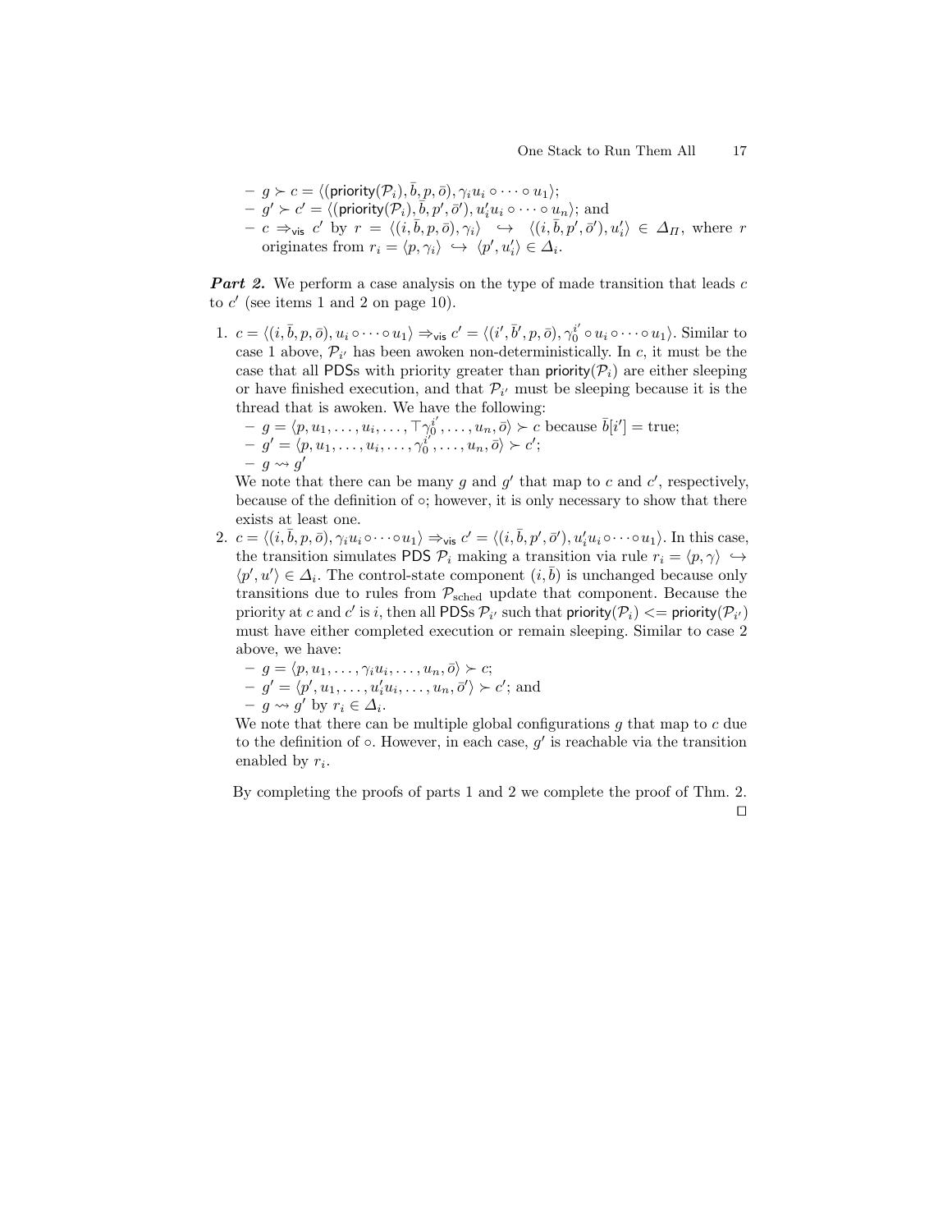- $g \succ c = \langle (\mathsf{priority}(\mathcal{P}_i), \bar{b}, p, \bar{o}), \gamma_i u_i \circ \cdots \circ u_1 \rangle$;
- $g' \succ c' = \langle (\mathsf{priority}(\mathcal{P}_i), \bar{b}, p', \bar{o}'), u_i' u_i \circ \cdots \circ u_n \rangle$; and
- $c \Rightarrow_{\mathsf{vis}} c'$ by $r = \langle (i, \bar{b}, p, \bar{o}), \gamma_i \rangle \hookrightarrow \langle (i, \bar{b}, p', \bar{o}'), u_i' \rangle \in \Delta_\Pi$, where $r$ originates from $r_i = \langle p, \gamma_i \rangle \hookrightarrow \langle p', u_i' \rangle \in \Delta_i$.

***Part 2.*** We perform a case analysis on the type of made transition that leads $c$ to $c'$ (see items 1 and 2 on page 10).

1. $c = \langle (i, \bar{b}, p, \bar{o}), u_i \circ \cdots \circ u_1 \rangle \Rightarrow_{\mathsf{vis}} c' = \langle (i', \bar{b}', p, \bar{o}), \gamma_0^{i'} \circ u_i \circ \cdots \circ u_1 \rangle$. Similar to case 1 above, $\mathcal{P}_{i'}$ has been awoken non-deterministically. In $c$, it must be the case that all PDSs with priority greater than $\mathsf{priority}(\mathcal{P}_i)$ are either sleeping or have finished execution, and that $\mathcal{P}_{i'}$ must be sleeping because it is the thread that is awoken. We have the following:
   - $g = \langle p, u_1, \ldots, u_i, \ldots, \top\gamma_0^{i'}, \ldots, u_n, \bar{o} \rangle \succ c$ because $\bar{b}[i'] = \text{true}$;
   - $g' = \langle p, u_1, \ldots, u_i, \ldots, \gamma_0^{i'}, \ldots, u_n, \bar{o} \rangle \succ c'$;
   - $g \rightsquigarrow g'$

   We note that there can be many $g$ and $g'$ that map to $c$ and $c'$, respectively, because of the definition of $\circ$; however, it is only necessary to show that there exists at least one.
2. $c = \langle (i, \bar{b}, p, \bar{o}), \gamma_i u_i \circ \cdots \circ u_1 \rangle \Rightarrow_{\mathsf{vis}} c' = \langle (i, \bar{b}, p', \bar{o}'), u_i' u_i \circ \cdots \circ u_1 \rangle$. In this case, the transition simulates PDS $\mathcal{P}_i$ making a transition via rule $r_i = \langle p, \gamma \rangle \hookrightarrow \langle p', u' \rangle \in \Delta_i$. The control-state component $(i, \bar{b})$ is unchanged because only transitions due to rules from $\mathcal{P}_{\text{sched}}$ update that component. Because the priority at $c$ and $c'$ is $i$, then all PDSs $\mathcal{P}_{i'}$ such that $\mathsf{priority}(\mathcal{P}_i) <= \mathsf{priority}(\mathcal{P}_{i'})$ must have either completed execution or remain sleeping. Similar to case 2 above, we have:
   - $g = \langle p, u_1, \ldots, \gamma_i u_i, \ldots, u_n, \bar{o} \rangle \succ c$;
   - $g' = \langle p', u_1, \ldots, u_i' u_i, \ldots, u_n, \bar{o}' \rangle \succ c'$; and
   - $g \rightsquigarrow g'$ by $r_i \in \Delta_i$.

   We note that there can be multiple global configurations $g$ that map to $c$ due to the definition of $\circ$. However, in each case, $g'$ is reachable via the transition enabled by $r_i$.

By completing the proofs of parts 1 and 2 we complete the proof of Thm. 2. □